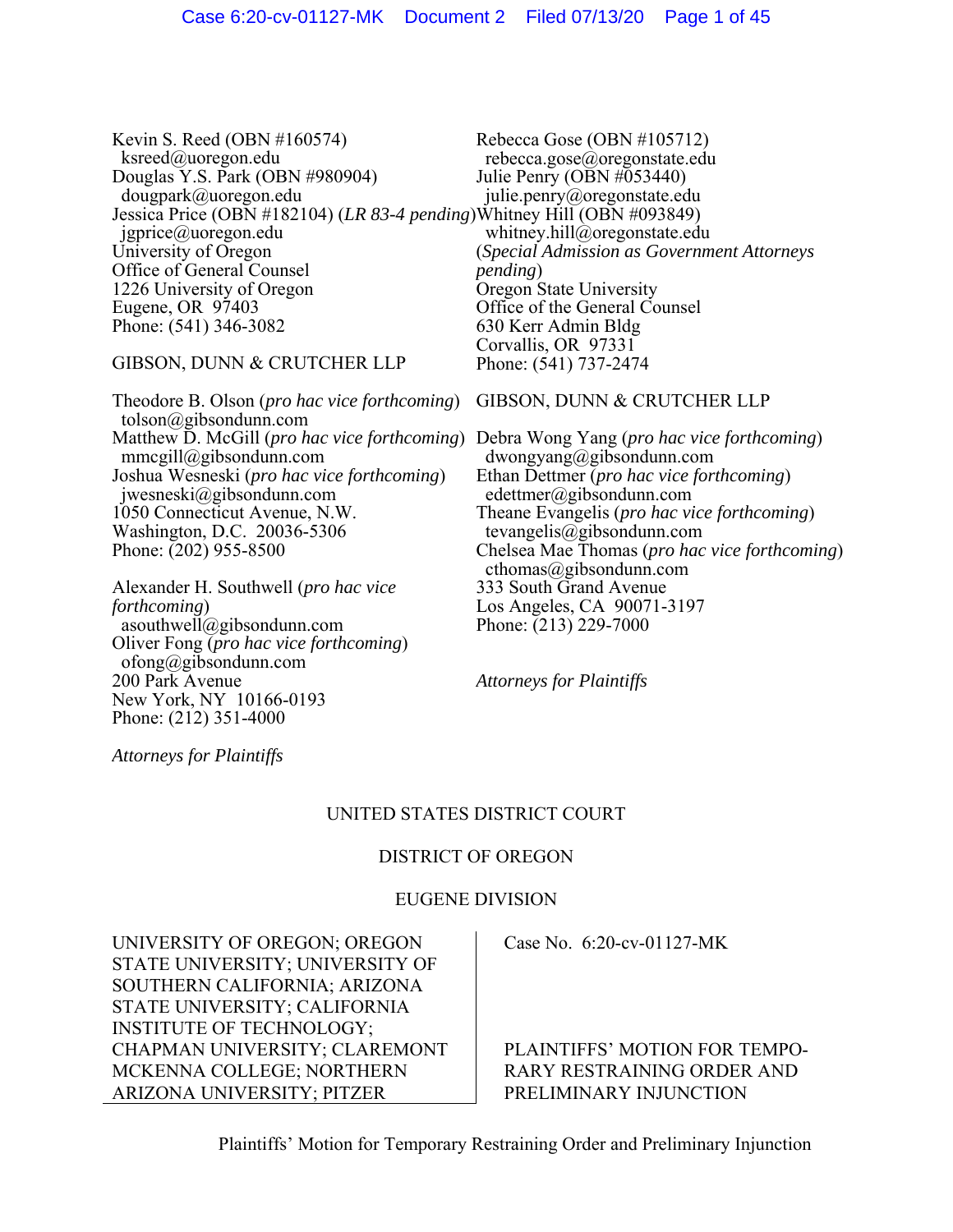Kevin S. Reed (OBN #160574)
ksreed@uoregon.edu
Douglas Y.S. Park (OBN #980904)
dougpark@uoregon.edu
Jessica Price (OBN #182104) (*LR 83-4 pending*)
jgprice@uoregon.edu
University of Oregon
Office of General Counsel
1226 University of Oregon
Eugene, OR 97403
Phone: (541) 346-3082

GIBSON, DUNN & CRUTCHER LLP

Theodore B. Olson (*pro hac vice forthcoming*)
tolson@gibsondunn.com
Matthew D. McGill (*pro hac vice forthcoming*)
mmcgill@gibsondunn.com
Joshua Wesneski (*pro hac vice forthcoming*)
jwesneski@gibsondunn.com
1050 Connecticut Avenue, N.W.
Washington, D.C. 20036-5306
Phone: (202) 955-8500

Alexander H. Southwell (*pro hac vice forthcoming*)
asouthwell@gibsondunn.com
Oliver Fong (*pro hac vice forthcoming*)
ofong@gibsondunn.com
200 Park Avenue
New York, NY 10166-0193
Phone: (212) 351-4000

*Attorneys for Plaintiffs*

Rebecca Gose (OBN #105712)
rebecca.gose@oregonstate.edu
Julie Penry (OBN #053440)
julie.penry@oregonstate.edu
Whitney Hill (OBN #093849)
whitney.hill@oregonstate.edu
(*Special Admission as Government Attorneys pending*)
Oregon State University
Office of the General Counsel
630 Kerr Admin Bldg
Corvallis, OR 97331
Phone: (541) 737-2474

GIBSON, DUNN & CRUTCHER LLP

Debra Wong Yang (*pro hac vice forthcoming*)
dwongyang@gibsondunn.com
Ethan Dettmer (*pro hac vice forthcoming*)
edettmer@gibsondunn.com
Theane Evangelis (*pro hac vice forthcoming*)
tevangelis@gibsondunn.com
Chelsea Mae Thomas (*pro hac vice forthcoming*)
cthomas@gibsondunn.com
333 South Grand Avenue
Los Angeles, CA 90071-3197
Phone: (213) 229-7000

*Attorneys for Plaintiffs*

UNITED STATES DISTRICT COURT

DISTRICT OF OREGON

EUGENE DIVISION

UNIVERSITY OF OREGON; OREGON STATE UNIVERSITY; UNIVERSITY OF SOUTHERN CALIFORNIA; ARIZONA STATE UNIVERSITY; CALIFORNIA INSTITUTE OF TECHNOLOGY; CHAPMAN UNIVERSITY; CLAREMONT MCKENNA COLLEGE; NORTHERN ARIZONA UNIVERSITY; PITZER

Case No. 6:20-cv-01127-MK

PLAINTIFFS' MOTION FOR TEMPORARY RESTRAINING ORDER AND PRELIMINARY INJUNCTION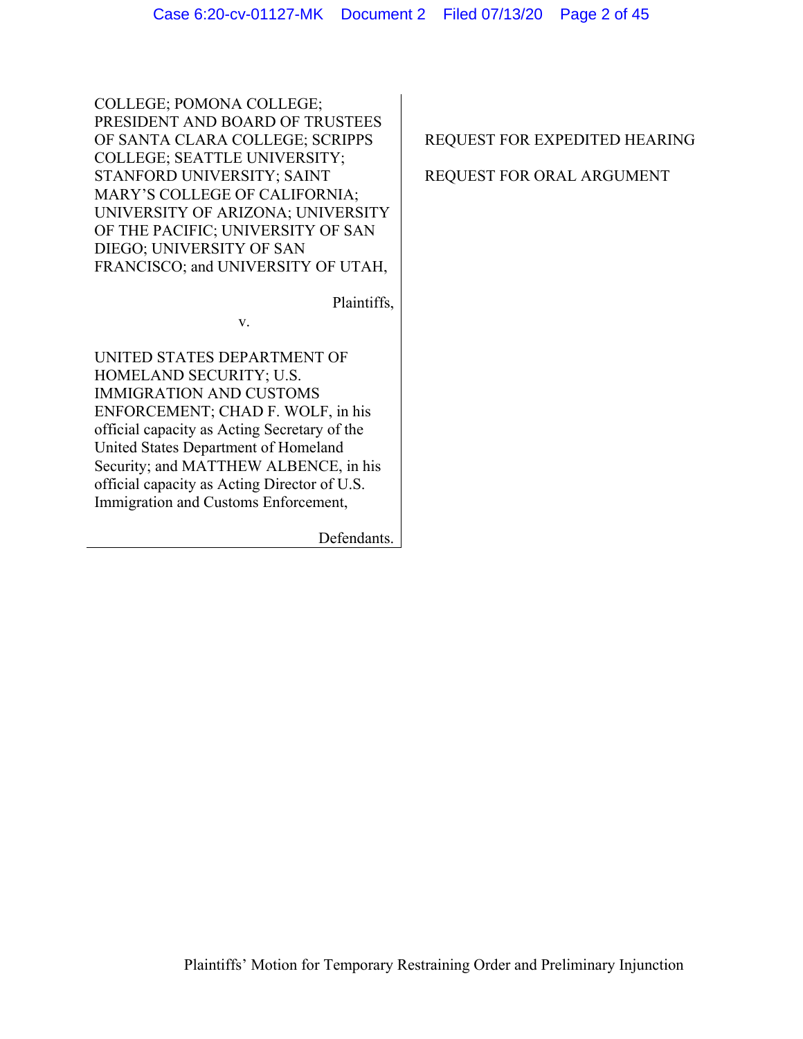COLLEGE; POMONA COLLEGE; PRESIDENT AND BOARD OF TRUSTEES OF SANTA CLARA COLLEGE; SCRIPPS COLLEGE; SEATTLE UNIVERSITY; STANFORD UNIVERSITY; SAINT MARY'S COLLEGE OF CALIFORNIA; UNIVERSITY OF ARIZONA; UNIVERSITY OF THE PACIFIC; UNIVERSITY OF SAN DIEGO; UNIVERSITY OF SAN FRANCISCO; and UNIVERSITY OF UTAH,

Plaintiffs,

v.

UNITED STATES DEPARTMENT OF HOMELAND SECURITY; U.S. IMMIGRATION AND CUSTOMS ENFORCEMENT; CHAD F. WOLF, in his official capacity as Acting Secretary of the United States Department of Homeland Security; and MATTHEW ALBENCE, in his official capacity as Acting Director of U.S. Immigration and Customs Enforcement,

Defendants.

REQUEST FOR EXPEDITED HEARING

REQUEST FOR ORAL ARGUMENT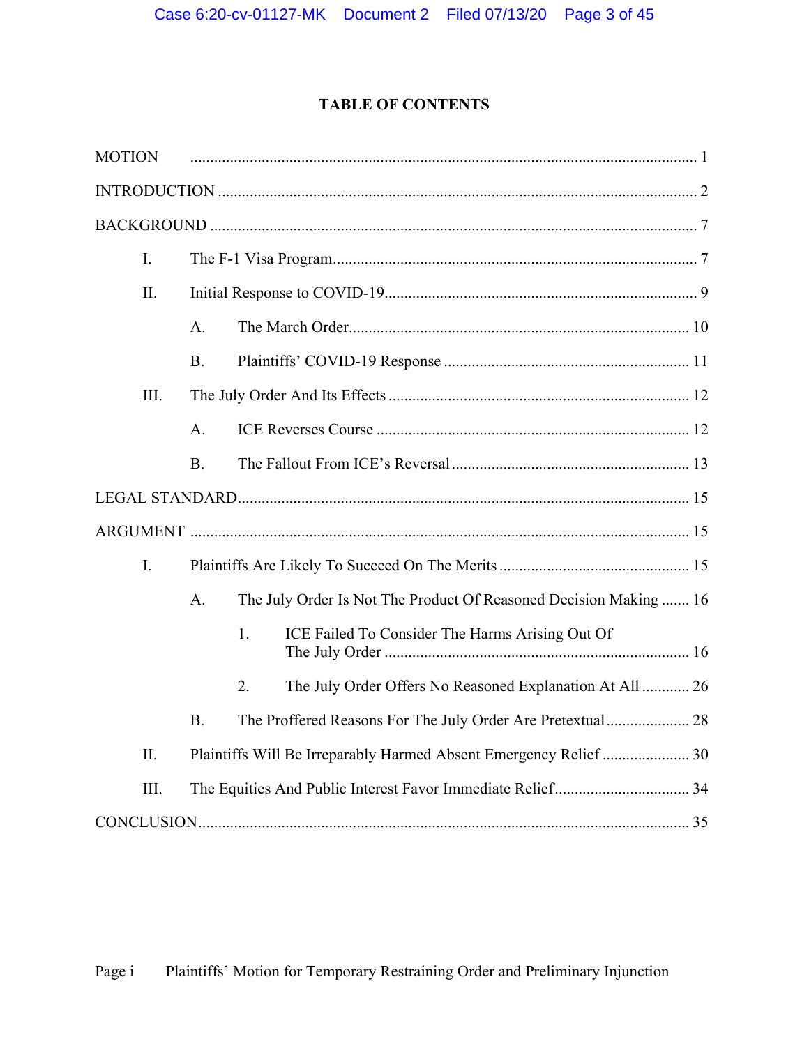## TABLE OF CONTENTS

MOTION ........................................................................................................................ 1

INTRODUCTION ........................................................................................................... 2

BACKGROUND ............................................................................................................. 7

- I. The F-1 Visa Program ........................................................................................ 7
- II. Initial Response to COVID-19 ........................................................................... 9
  - A. The March Order ......................................................................................... 10
  - B. Plaintiffs' COVID-19 Response .................................................................. 11
- III. The July Order And Its Effects ....................................................................... 12
  - A. ICE Reverses Course .................................................................................. 12
  - B. The Fallout From ICE's Reversal ................................................................ 13

LEGAL STANDARD ..................................................................................................... 15

ARGUMENT ................................................................................................................. 15

- I. Plaintiffs Are Likely To Succeed On The Merits ............................................. 15
  - A. The July Order Is Not The Product Of Reasoned Decision Making ....... 16
    - 1. ICE Failed To Consider The Harms Arising Out Of The July Order ........................................................................... 16
    - 2. The July Order Offers No Reasoned Explanation At All ............ 26
  - B. The Proffered Reasons For The July Order Are Pretextual ..................... 28
- II. Plaintiffs Will Be Irreparably Harmed Absent Emergency Relief ..................... 30
- III. The Equities And Public Interest Favor Immediate Relief ................................. 34

CONCLUSION .............................................................................................................. 35

Page i Plaintiffs' Motion for Temporary Restraining Order and Preliminary Injunction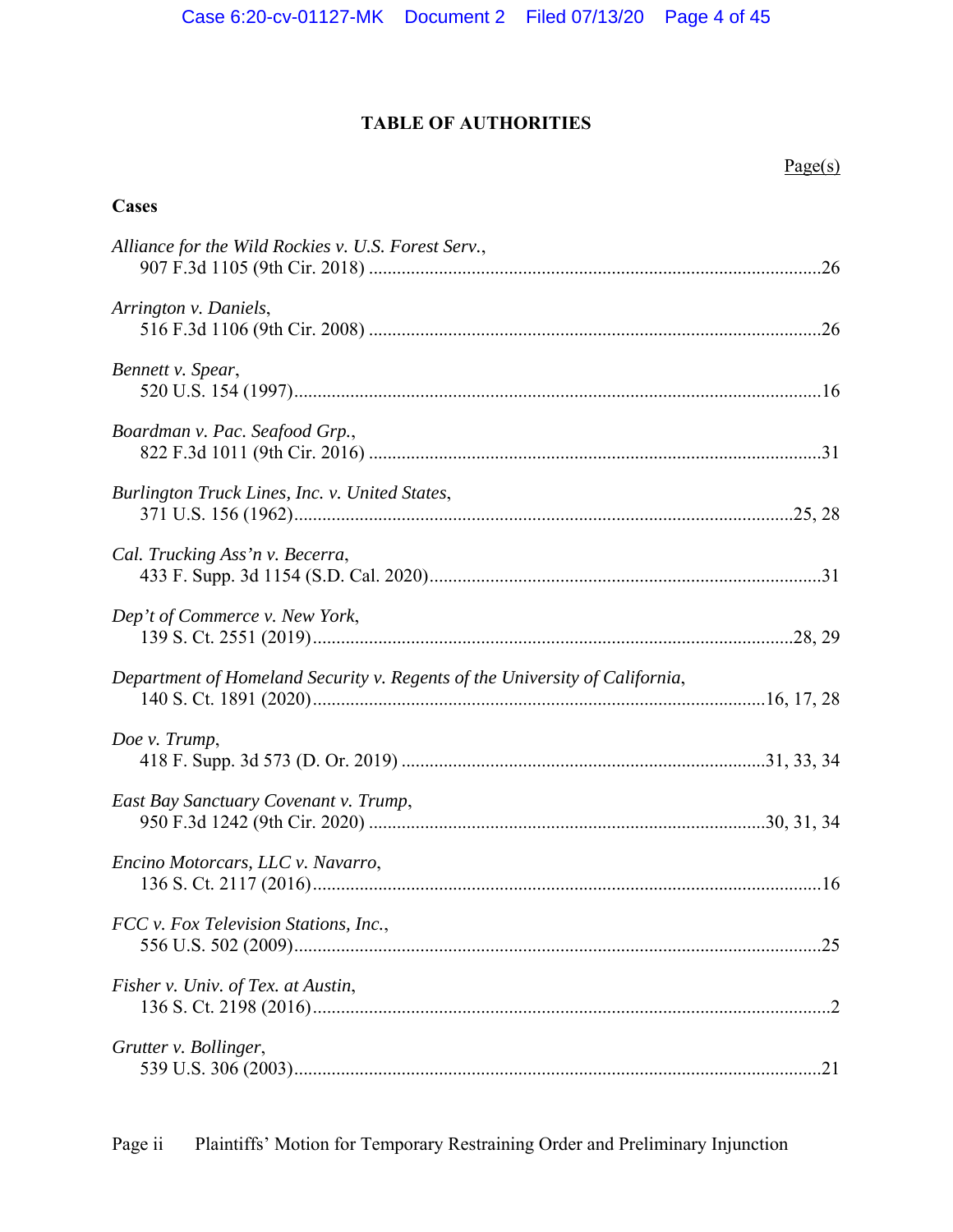# TABLE OF AUTHORITIES

Page(s)

**Cases**

*Alliance for the Wild Rockies v. U.S. Forest Serv.*,
907 F.3d 1105 (9th Cir. 2018) ....................................................................................26

*Arrington v. Daniels*,
516 F.3d 1106 (9th Cir. 2008) ....................................................................................26

*Bennett v. Spear*,
520 U.S. 154 (1997)....................................................................................................16

*Boardman v. Pac. Seafood Grp.*,
822 F.3d 1011 (9th Cir. 2016) ....................................................................................31

*Burlington Truck Lines, Inc. v. United States*,
371 U.S. 156 (1962)...............................................................................................25, 28

*Cal. Trucking Ass'n v. Becerra*,
433 F. Supp. 3d 1154 (S.D. Cal. 2020)......................................................................31

*Dep't of Commerce v. New York*,
139 S. Ct. 2551 (2019)..........................................................................................28, 29

*Department of Homeland Security v. Regents of the University of California*,
140 S. Ct. 1891 (2020)......................................................................................16, 17, 28

*Doe v. Trump*,
418 F. Supp. 3d 573 (D. Or. 2019) ...................................................................31, 33, 34

*East Bay Sanctuary Covenant v. Trump*,
950 F.3d 1242 (9th Cir. 2020) ...........................................................................30, 31, 34

*Encino Motorcars, LLC v. Navarro*,
136 S. Ct. 2117 (2016)................................................................................................16

*FCC v. Fox Television Stations, Inc.*,
556 U.S. 502 (2009)....................................................................................................25

*Fisher v. Univ. of Tex. at Austin*,
136 S. Ct. 2198 (2016)..................................................................................................2

*Grutter v. Bollinger*,
539 U.S. 306 (2003)....................................................................................................21

Page ii Plaintiffs' Motion for Temporary Restraining Order and Preliminary Injunction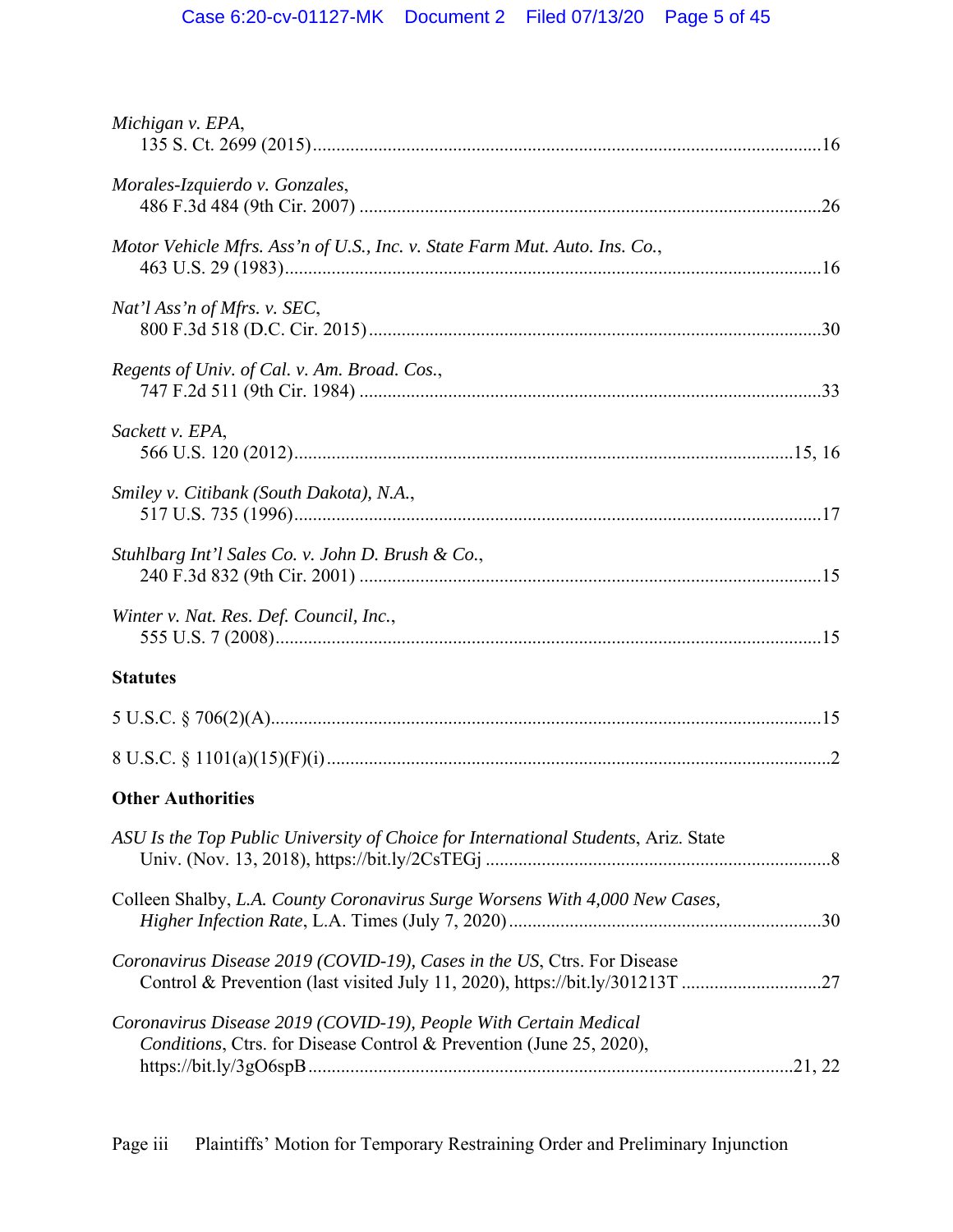*Michigan v. EPA*,
135 S. Ct. 2699 (2015).............................................................................................................16

*Morales-Izquierdo v. Gonzales*,
486 F.3d 484 (9th Cir. 2007) ...................................................................................................26

*Motor Vehicle Mfrs. Ass'n of U.S., Inc. v. State Farm Mut. Auto. Ins. Co.*,
463 U.S. 29 (1983)...................................................................................................................16

*Nat'l Ass'n of Mfrs. v. SEC*,
800 F.3d 518 (D.C. Cir. 2015).................................................................................................30

*Regents of Univ. of Cal. v. Am. Broad. Cos.*,
747 F.2d 511 (9th Cir. 1984) ...................................................................................................33

*Sackett v. EPA*,
566 U.S. 120 (2012)...........................................................................................................15, 16

*Smiley v. Citibank (South Dakota), N.A.*,
517 U.S. 735 (1996).................................................................................................................17

*Stuhlbarg Int'l Sales Co. v. John D. Brush & Co.*,
240 F.3d 832 (9th Cir. 2001) ...................................................................................................15

*Winter v. Nat. Res. Def. Council, Inc.*,
555 U.S. 7 (2008).....................................................................................................................15

**Statutes**

5 U.S.C. § 706(2)(A)......................................................................................................................15

8 U.S.C. § 1101(a)(15)(F)(i) ............................................................................................................2

**Other Authorities**

*ASU Is the Top Public University of Choice for International Students*, Ariz. State
Univ. (Nov. 13, 2018), https://bit.ly/2CsTEGj ..........................................................................8

Colleen Shalby, *L.A. County Coronavirus Surge Worsens With 4,000 New Cases, Higher Infection Rate*, L.A. Times (July 7, 2020)...................................................................30

*Coronavirus Disease 2019 (COVID-19), Cases in the US*, Ctrs. For Disease
Control & Prevention (last visited July 11, 2020), https://bit.ly/301213T ..............................27

*Coronavirus Disease 2019 (COVID-19), People With Certain Medical Conditions*, Ctrs. for Disease Control & Prevention (June 25, 2020),
https://bit.ly/3gO6spB .......................................................................................................21, 22

Page iii Plaintiffs' Motion for Temporary Restraining Order and Preliminary Injunction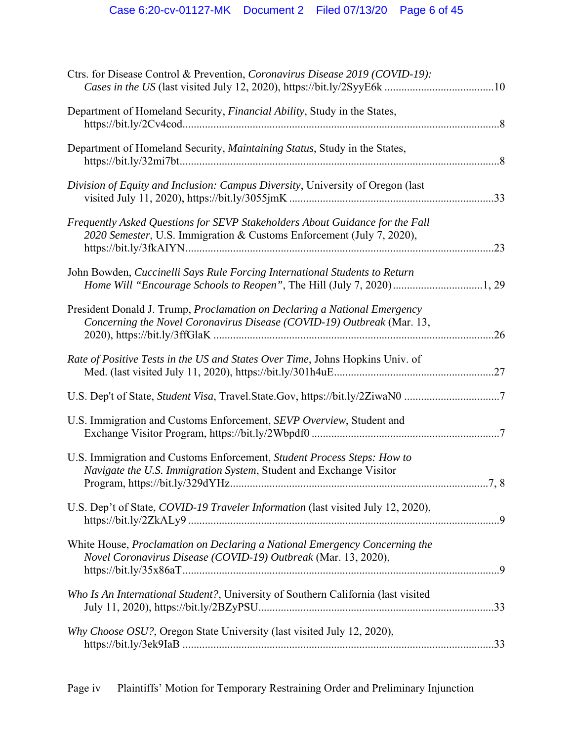Ctrs. for Disease Control & Prevention, *Coronavirus Disease 2019 (COVID-19): Cases in the US* (last visited July 12, 2020), https://bit.ly/2SyyE6k .......................................10

Department of Homeland Security, *Financial Ability*, Study in the States, https://bit.ly/2Cv4cod.................................................................................................................8

Department of Homeland Security, *Maintaining Status*, Study in the States, https://bit.ly/32mi7bt.................................................................................................................8

*Division of Equity and Inclusion: Campus Diversity*, University of Oregon (last visited July 11, 2020), https://bit.ly/3055jmK ........................................................................33

*Frequently Asked Questions for SEVP Stakeholders About Guidance for the Fall 2020 Semester*, U.S. Immigration & Customs Enforcement (July 7, 2020), https://bit.ly/3fkAIYN.............................................................................................................23

John Bowden, *Cuccinelli Says Rule Forcing International Students to Return Home Will "Encourage Schools to Reopen"*, The Hill (July 7, 2020)................................1, 29

President Donald J. Trump, *Proclamation on Declaring a National Emergency Concerning the Novel Coronavirus Disease (COVID-19) Outbreak* (Mar. 13, 2020), https://bit.ly/3ffGlaK ...................................................................................................26

*Rate of Positive Tests in the US and States Over Time*, Johns Hopkins Univ. of Med. (last visited July 11, 2020), https://bit.ly/301h4uE........................................................27

U.S. Dep't of State, *Student Visa*, Travel.State.Gov, https://bit.ly/2ZiwaN0 .................................7

U.S. Immigration and Customs Enforcement, *SEVP Overview*, Student and Exchange Visitor Program, https://bit.ly/2Wbpdf0 ..................................................................7

U.S. Immigration and Customs Enforcement, *Student Process Steps: How to Navigate the U.S. Immigration System*, Student and Exchange Visitor Program, https://bit.ly/329dYHz............................................................................................7, 8

U.S. Dep't of State, *COVID-19 Traveler Information* (last visited July 12, 2020), https://bit.ly/2ZkALy9 .............................................................................................................9

White House, *Proclamation on Declaring a National Emergency Concerning the Novel Coronavirus Disease (COVID-19) Outbreak* (Mar. 13, 2020), https://bit.ly/35x86aT................................................................................................................9

*Who Is An International Student?*, University of Southern California (last visited July 11, 2020), https://bit.ly/2BZyPSU...................................................................................33

*Why Choose OSU?*, Oregon State University (last visited July 12, 2020), https://bit.ly/3ek9IaB .............................................................................................................33

Page iv Plaintiffs' Motion for Temporary Restraining Order and Preliminary Injunction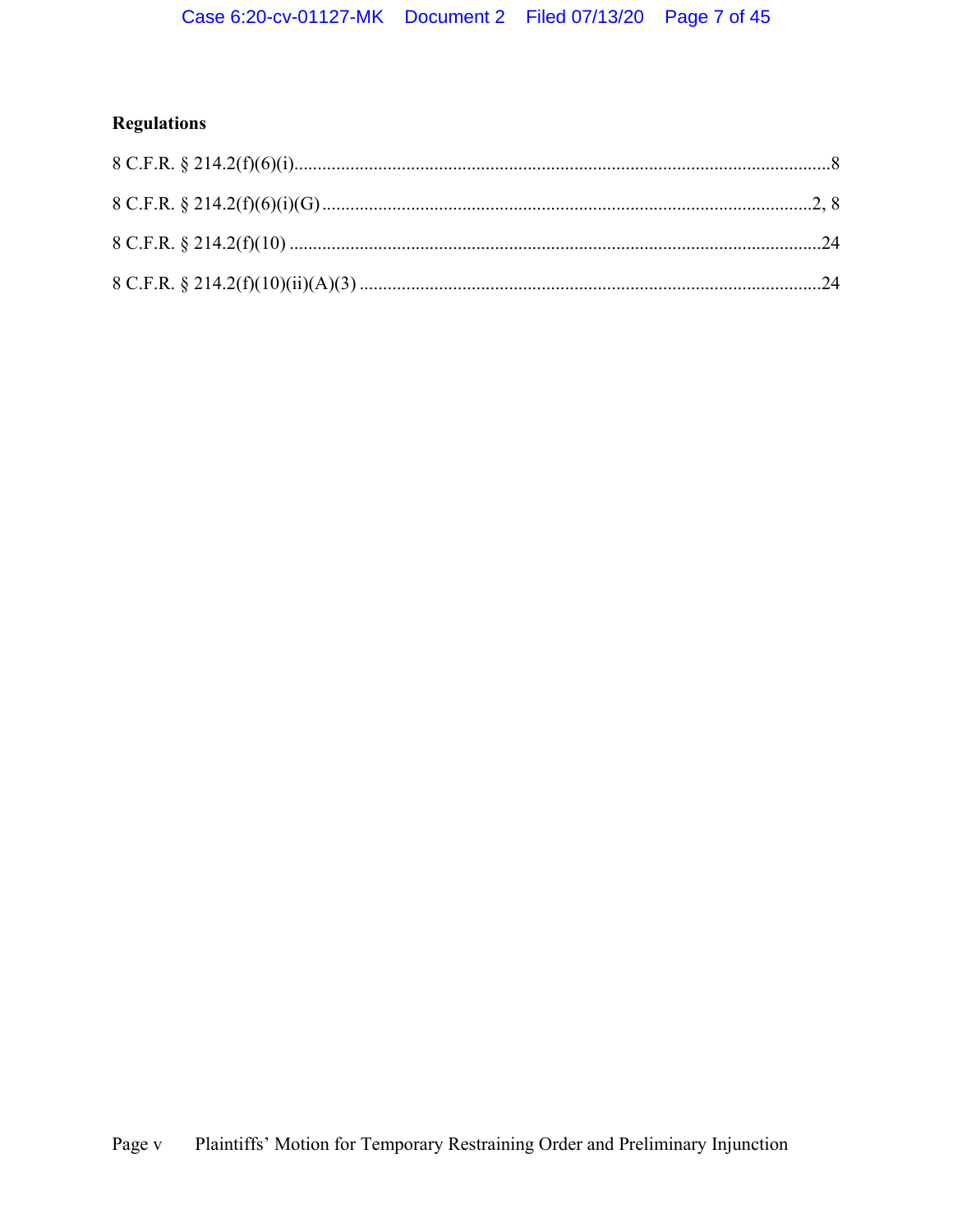**Regulations**

8 C.F.R. § 214.2(f)(6)(i)........................................................................................................8

8 C.F.R. § 214.2(f)(6)(i)(G)...................................................................................................2, 8

8 C.F.R. § 214.2(f)(10)..........................................................................................................24

8 C.F.R. § 214.2(f)(10)(ii)(A)(3)..............................................................................................24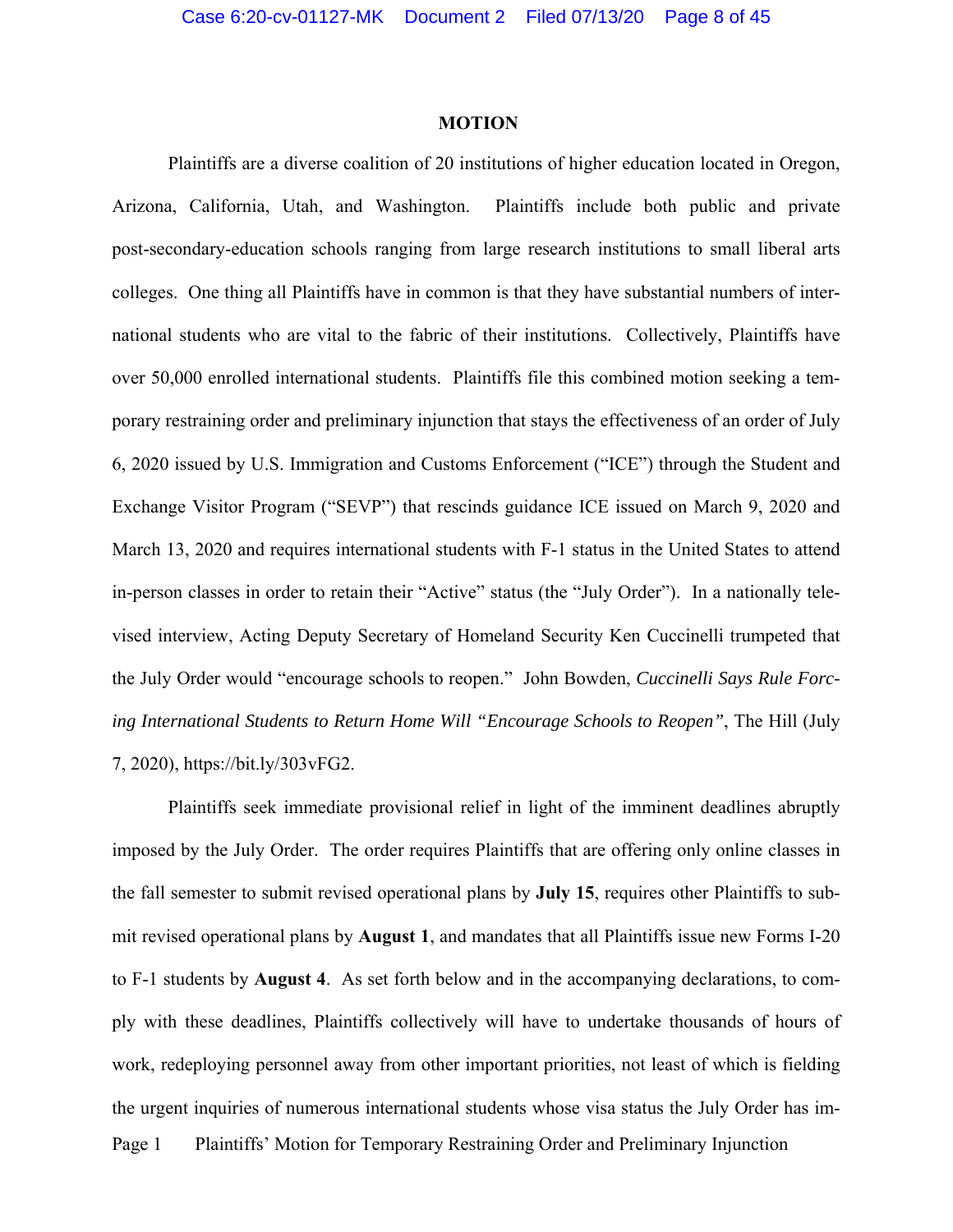# MOTION

Plaintiffs are a diverse coalition of 20 institutions of higher education located in Oregon, Arizona, California, Utah, and Washington. Plaintiffs include both public and private post-secondary-education schools ranging from large research institutions to small liberal arts colleges. One thing all Plaintiffs have in common is that they have substantial numbers of international students who are vital to the fabric of their institutions. Collectively, Plaintiffs have over 50,000 enrolled international students. Plaintiffs file this combined motion seeking a temporary restraining order and preliminary injunction that stays the effectiveness of an order of July 6, 2020 issued by U.S. Immigration and Customs Enforcement ("ICE") through the Student and Exchange Visitor Program ("SEVP") that rescinds guidance ICE issued on March 9, 2020 and March 13, 2020 and requires international students with F-1 status in the United States to attend in-person classes in order to retain their "Active" status (the "July Order"). In a nationally televised interview, Acting Deputy Secretary of Homeland Security Ken Cuccinelli trumpeted that the July Order would "encourage schools to reopen." John Bowden, *Cuccinelli Says Rule Forcing International Students to Return Home Will "Encourage Schools to Reopen"*, The Hill (July 7, 2020), https://bit.ly/303vFG2.

Plaintiffs seek immediate provisional relief in light of the imminent deadlines abruptly imposed by the July Order. The order requires Plaintiffs that are offering only online classes in the fall semester to submit revised operational plans by **July 15**, requires other Plaintiffs to submit revised operational plans by **August 1**, and mandates that all Plaintiffs issue new Forms I-20 to F-1 students by **August 4**. As set forth below and in the accompanying declarations, to comply with these deadlines, Plaintiffs collectively will have to undertake thousands of hours of work, redeploying personnel away from other important priorities, not least of which is fielding the urgent inquiries of numerous international students whose visa status the July Order has im-

Plaintiffs' Motion for Temporary Restraining Order and Preliminary Injunction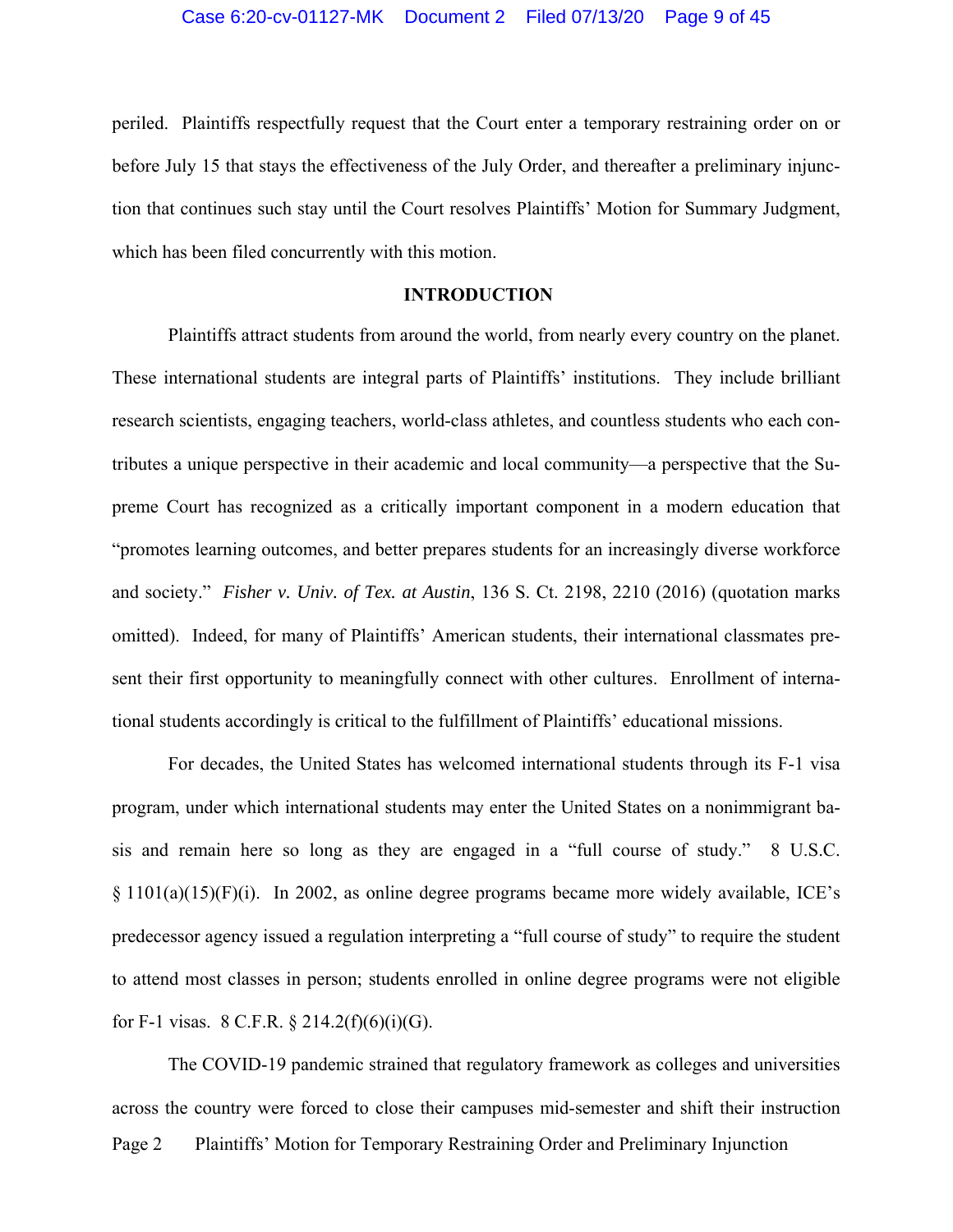periled. Plaintiffs respectfully request that the Court enter a temporary restraining order on or before July 15 that stays the effectiveness of the July Order, and thereafter a preliminary injunction that continues such stay until the Court resolves Plaintiffs' Motion for Summary Judgment, which has been filed concurrently with this motion.

**INTRODUCTION**

Plaintiffs attract students from around the world, from nearly every country on the planet. These international students are integral parts of Plaintiffs' institutions. They include brilliant research scientists, engaging teachers, world-class athletes, and countless students who each contributes a unique perspective in their academic and local community—a perspective that the Supreme Court has recognized as a critically important component in a modern education that "promotes learning outcomes, and better prepares students for an increasingly diverse workforce and society." *Fisher v. Univ. of Tex. at Austin*, 136 S. Ct. 2198, 2210 (2016) (quotation marks omitted). Indeed, for many of Plaintiffs' American students, their international classmates present their first opportunity to meaningfully connect with other cultures. Enrollment of international students accordingly is critical to the fulfillment of Plaintiffs' educational missions.

For decades, the United States has welcomed international students through its F-1 visa program, under which international students may enter the United States on a nonimmigrant basis and remain here so long as they are engaged in a "full course of study." 8 U.S.C. § 1101(a)(15)(F)(i). In 2002, as online degree programs became more widely available, ICE's predecessor agency issued a regulation interpreting a "full course of study" to require the student to attend most classes in person; students enrolled in online degree programs were not eligible for F-1 visas. 8 C.F.R. § 214.2(f)(6)(i)(G).

The COVID-19 pandemic strained that regulatory framework as colleges and universities across the country were forced to close their campuses mid-semester and shift their instruction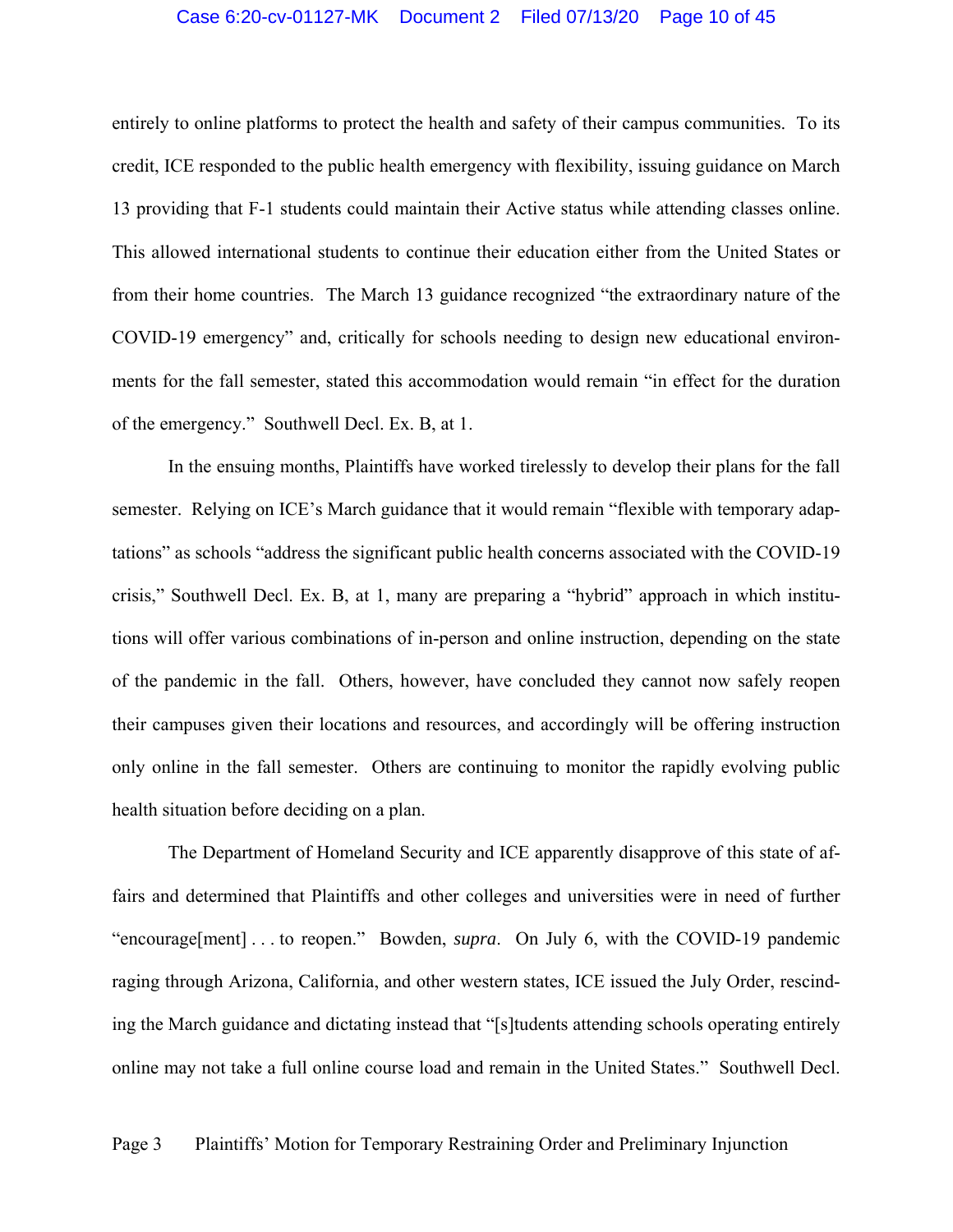entirely to online platforms to protect the health and safety of their campus communities. To its credit, ICE responded to the public health emergency with flexibility, issuing guidance on March 13 providing that F-1 students could maintain their Active status while attending classes online. This allowed international students to continue their education either from the United States or from their home countries. The March 13 guidance recognized "the extraordinary nature of the COVID-19 emergency" and, critically for schools needing to design new educational environments for the fall semester, stated this accommodation would remain "in effect for the duration of the emergency." Southwell Decl. Ex. B, at 1.

In the ensuing months, Plaintiffs have worked tirelessly to develop their plans for the fall semester. Relying on ICE's March guidance that it would remain "flexible with temporary adaptations" as schools "address the significant public health concerns associated with the COVID-19 crisis," Southwell Decl. Ex. B, at 1, many are preparing a "hybrid" approach in which institutions will offer various combinations of in-person and online instruction, depending on the state of the pandemic in the fall. Others, however, have concluded they cannot now safely reopen their campuses given their locations and resources, and accordingly will be offering instruction only online in the fall semester. Others are continuing to monitor the rapidly evolving public health situation before deciding on a plan.

The Department of Homeland Security and ICE apparently disapprove of this state of affairs and determined that Plaintiffs and other colleges and universities were in need of further "encourage[ment] . . . to reopen." Bowden, *supra*. On July 6, with the COVID-19 pandemic raging through Arizona, California, and other western states, ICE issued the July Order, rescinding the March guidance and dictating instead that "[s]tudents attending schools operating entirely online may not take a full online course load and remain in the United States." Southwell Decl.

Page 3 Plaintiffs' Motion for Temporary Restraining Order and Preliminary Injunction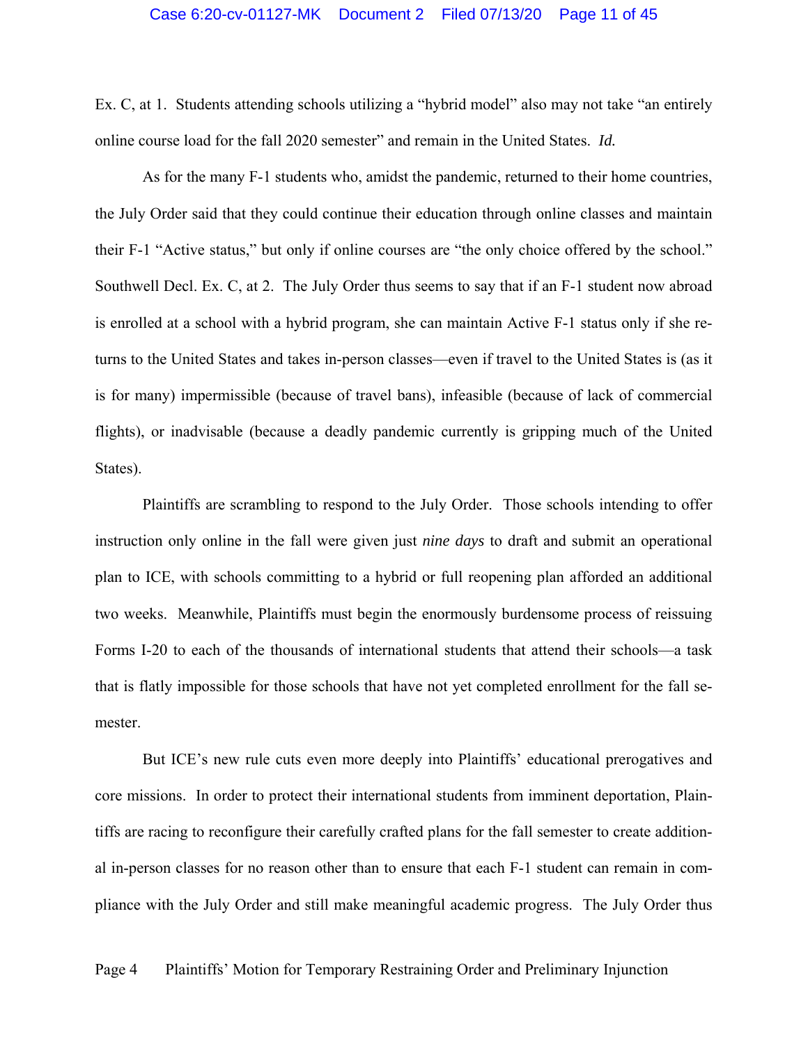Ex. C, at 1. Students attending schools utilizing a "hybrid model" also may not take "an entirely online course load for the fall 2020 semester" and remain in the United States. *Id.*

As for the many F-1 students who, amidst the pandemic, returned to their home countries, the July Order said that they could continue their education through online classes and maintain their F-1 "Active status," but only if online courses are "the only choice offered by the school." Southwell Decl. Ex. C, at 2. The July Order thus seems to say that if an F-1 student now abroad is enrolled at a school with a hybrid program, she can maintain Active F-1 status only if she returns to the United States and takes in-person classes—even if travel to the United States is (as it is for many) impermissible (because of travel bans), infeasible (because of lack of commercial flights), or inadvisable (because a deadly pandemic currently is gripping much of the United States).

Plaintiffs are scrambling to respond to the July Order. Those schools intending to offer instruction only online in the fall were given just *nine days* to draft and submit an operational plan to ICE, with schools committing to a hybrid or full reopening plan afforded an additional two weeks. Meanwhile, Plaintiffs must begin the enormously burdensome process of reissuing Forms I-20 to each of the thousands of international students that attend their schools—a task that is flatly impossible for those schools that have not yet completed enrollment for the fall semester.

But ICE's new rule cuts even more deeply into Plaintiffs' educational prerogatives and core missions. In order to protect their international students from imminent deportation, Plaintiffs are racing to reconfigure their carefully crafted plans for the fall semester to create additional in-person classes for no reason other than to ensure that each F-1 student can remain in compliance with the July Order and still make meaningful academic progress. The July Order thus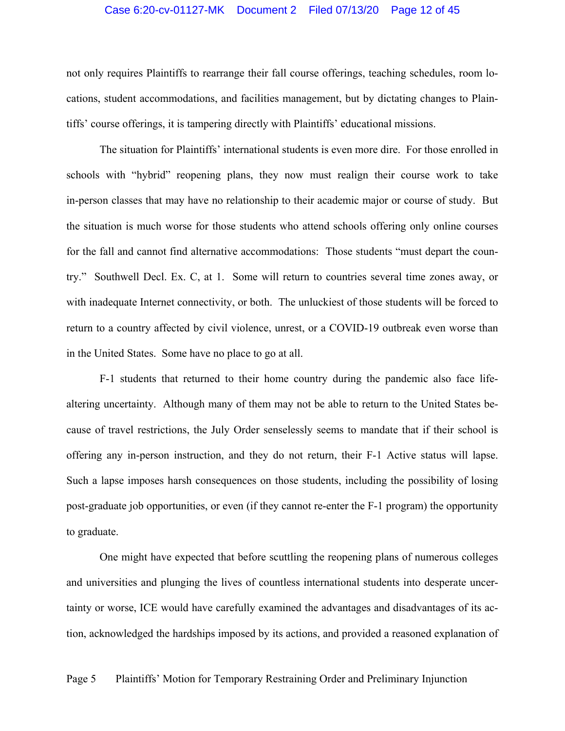not only requires Plaintiffs to rearrange their fall course offerings, teaching schedules, room locations, student accommodations, and facilities management, but by dictating changes to Plaintiffs' course offerings, it is tampering directly with Plaintiffs' educational missions.

The situation for Plaintiffs' international students is even more dire. For those enrolled in schools with "hybrid" reopening plans, they now must realign their course work to take in-person classes that may have no relationship to their academic major or course of study. But the situation is much worse for those students who attend schools offering only online courses for the fall and cannot find alternative accommodations: Those students "must depart the country." Southwell Decl. Ex. C, at 1. Some will return to countries several time zones away, or with inadequate Internet connectivity, or both. The unluckiest of those students will be forced to return to a country affected by civil violence, unrest, or a COVID-19 outbreak even worse than in the United States. Some have no place to go at all.

F-1 students that returned to their home country during the pandemic also face life-altering uncertainty. Although many of them may not be able to return to the United States because of travel restrictions, the July Order senselessly seems to mandate that if their school is offering any in-person instruction, and they do not return, their F-1 Active status will lapse. Such a lapse imposes harsh consequences on those students, including the possibility of losing post-graduate job opportunities, or even (if they cannot re-enter the F-1 program) the opportunity to graduate.

One might have expected that before scuttling the reopening plans of numerous colleges and universities and plunging the lives of countless international students into desperate uncertainty or worse, ICE would have carefully examined the advantages and disadvantages of its action, acknowledged the hardships imposed by its actions, and provided a reasoned explanation of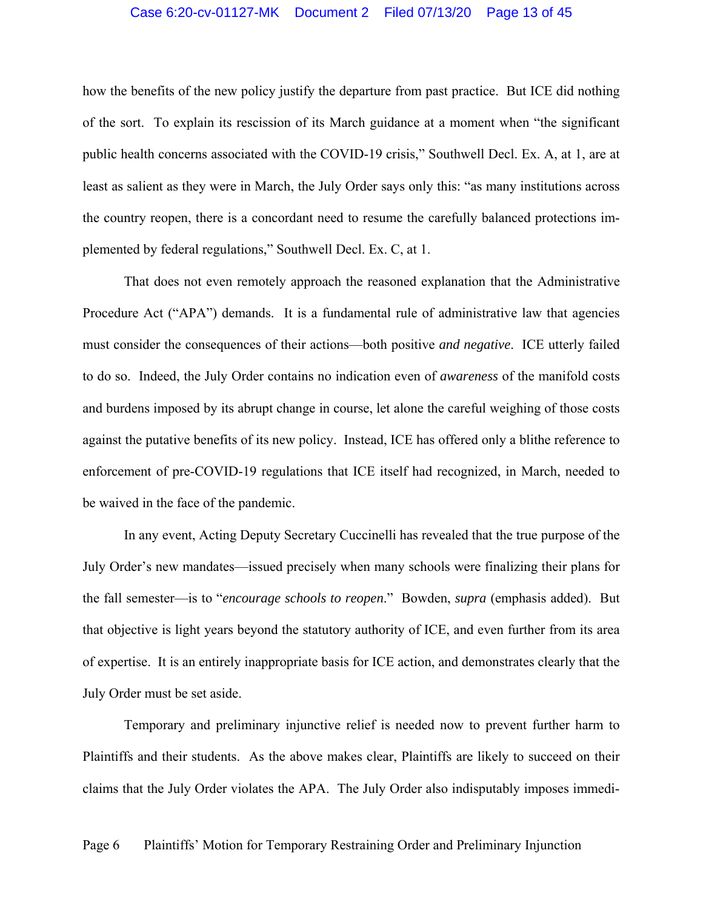how the benefits of the new policy justify the departure from past practice. But ICE did nothing of the sort. To explain its rescission of its March guidance at a moment when "the significant public health concerns associated with the COVID-19 crisis," Southwell Decl. Ex. A, at 1, are at least as salient as they were in March, the July Order says only this: "as many institutions across the country reopen, there is a concordant need to resume the carefully balanced protections implemented by federal regulations," Southwell Decl. Ex. C, at 1.

That does not even remotely approach the reasoned explanation that the Administrative Procedure Act ("APA") demands. It is a fundamental rule of administrative law that agencies must consider the consequences of their actions—both positive *and negative*. ICE utterly failed to do so. Indeed, the July Order contains no indication even of *awareness* of the manifold costs and burdens imposed by its abrupt change in course, let alone the careful weighing of those costs against the putative benefits of its new policy. Instead, ICE has offered only a blithe reference to enforcement of pre-COVID-19 regulations that ICE itself had recognized, in March, needed to be waived in the face of the pandemic.

In any event, Acting Deputy Secretary Cuccinelli has revealed that the true purpose of the July Order's new mandates—issued precisely when many schools were finalizing their plans for the fall semester—is to "*encourage schools to reopen*." Bowden, *supra* (emphasis added). But that objective is light years beyond the statutory authority of ICE, and even further from its area of expertise. It is an entirely inappropriate basis for ICE action, and demonstrates clearly that the July Order must be set aside.

Temporary and preliminary injunctive relief is needed now to prevent further harm to Plaintiffs and their students. As the above makes clear, Plaintiffs are likely to succeed on their claims that the July Order violates the APA. The July Order also indisputably imposes immedi-

Page 6 Plaintiffs' Motion for Temporary Restraining Order and Preliminary Injunction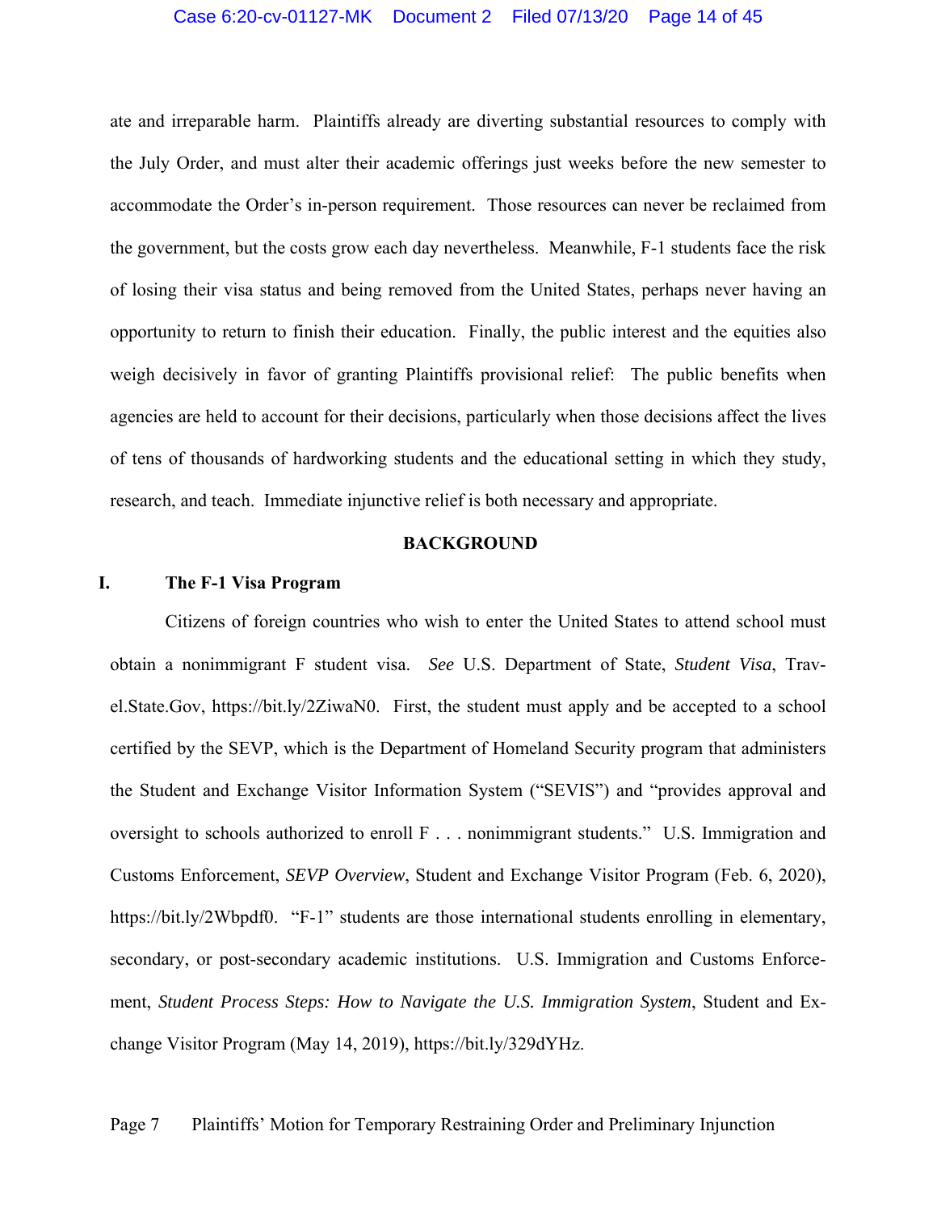ate and irreparable harm. Plaintiffs already are diverting substantial resources to comply with the July Order, and must alter their academic offerings just weeks before the new semester to accommodate the Order's in-person requirement. Those resources can never be reclaimed from the government, but the costs grow each day nevertheless. Meanwhile, F-1 students face the risk of losing their visa status and being removed from the United States, perhaps never having an opportunity to return to finish their education. Finally, the public interest and the equities also weigh decisively in favor of granting Plaintiffs provisional relief: The public benefits when agencies are held to account for their decisions, particularly when those decisions affect the lives of tens of thousands of hardworking students and the educational setting in which they study, research, and teach. Immediate injunctive relief is both necessary and appropriate.

## BACKGROUND

### I. The F-1 Visa Program

Citizens of foreign countries who wish to enter the United States to attend school must obtain a nonimmigrant F student visa. *See* U.S. Department of State, *Student Visa*, Travel.State.Gov, https://bit.ly/2ZiwaN0. First, the student must apply and be accepted to a school certified by the SEVP, which is the Department of Homeland Security program that administers the Student and Exchange Visitor Information System ("SEVIS") and "provides approval and oversight to schools authorized to enroll F . . . nonimmigrant students." U.S. Immigration and Customs Enforcement, *SEVP Overview*, Student and Exchange Visitor Program (Feb. 6, 2020), https://bit.ly/2Wbpdf0. "F-1" students are those international students enrolling in elementary, secondary, or post-secondary academic institutions. U.S. Immigration and Customs Enforcement, *Student Process Steps: How to Navigate the U.S. Immigration System*, Student and Exchange Visitor Program (May 14, 2019), https://bit.ly/329dYHz.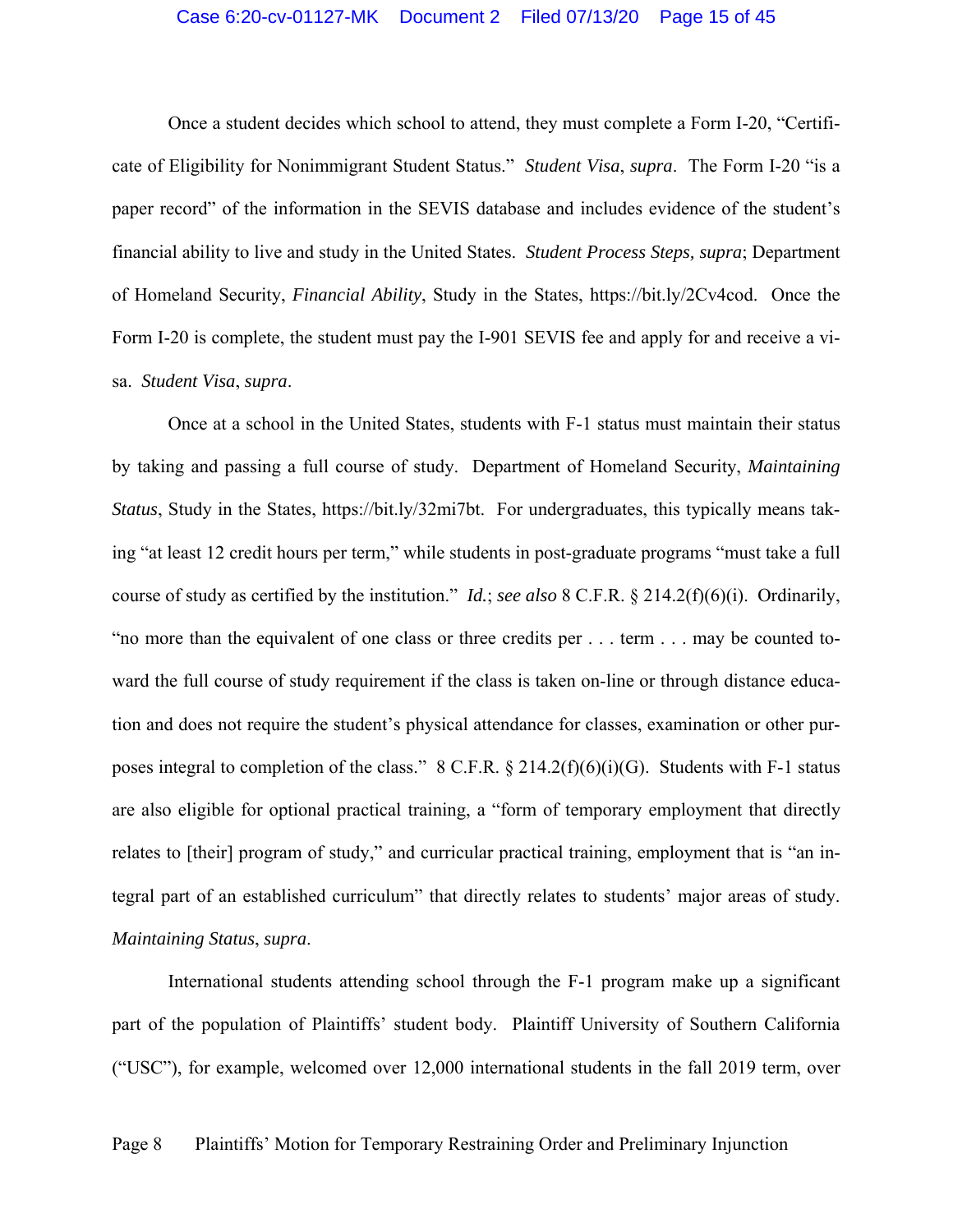Once a student decides which school to attend, they must complete a Form I-20, "Certificate of Eligibility for Nonimmigrant Student Status." *Student Visa*, *supra*. The Form I-20 "is a paper record" of the information in the SEVIS database and includes evidence of the student's financial ability to live and study in the United States. *Student Process Steps, supra*; Department of Homeland Security, *Financial Ability*, Study in the States, https://bit.ly/2Cv4cod. Once the Form I-20 is complete, the student must pay the I-901 SEVIS fee and apply for and receive a visa. *Student Visa*, *supra*.

Once at a school in the United States, students with F-1 status must maintain their status by taking and passing a full course of study. Department of Homeland Security, *Maintaining Status*, Study in the States, https://bit.ly/32mi7bt. For undergraduates, this typically means taking "at least 12 credit hours per term," while students in post-graduate programs "must take a full course of study as certified by the institution." *Id.*; *see also* 8 C.F.R. § 214.2(f)(6)(i). Ordinarily, "no more than the equivalent of one class or three credits per . . . term . . . may be counted toward the full course of study requirement if the class is taken on-line or through distance education and does not require the student's physical attendance for classes, examination or other purposes integral to completion of the class." 8 C.F.R. § 214.2(f)(6)(i)(G). Students with F-1 status are also eligible for optional practical training, a "form of temporary employment that directly relates to [their] program of study," and curricular practical training, employment that is "an integral part of an established curriculum" that directly relates to students' major areas of study. *Maintaining Status*, *supra*.

International students attending school through the F-1 program make up a significant part of the population of Plaintiffs' student body. Plaintiff University of Southern California ("USC"), for example, welcomed over 12,000 international students in the fall 2019 term, over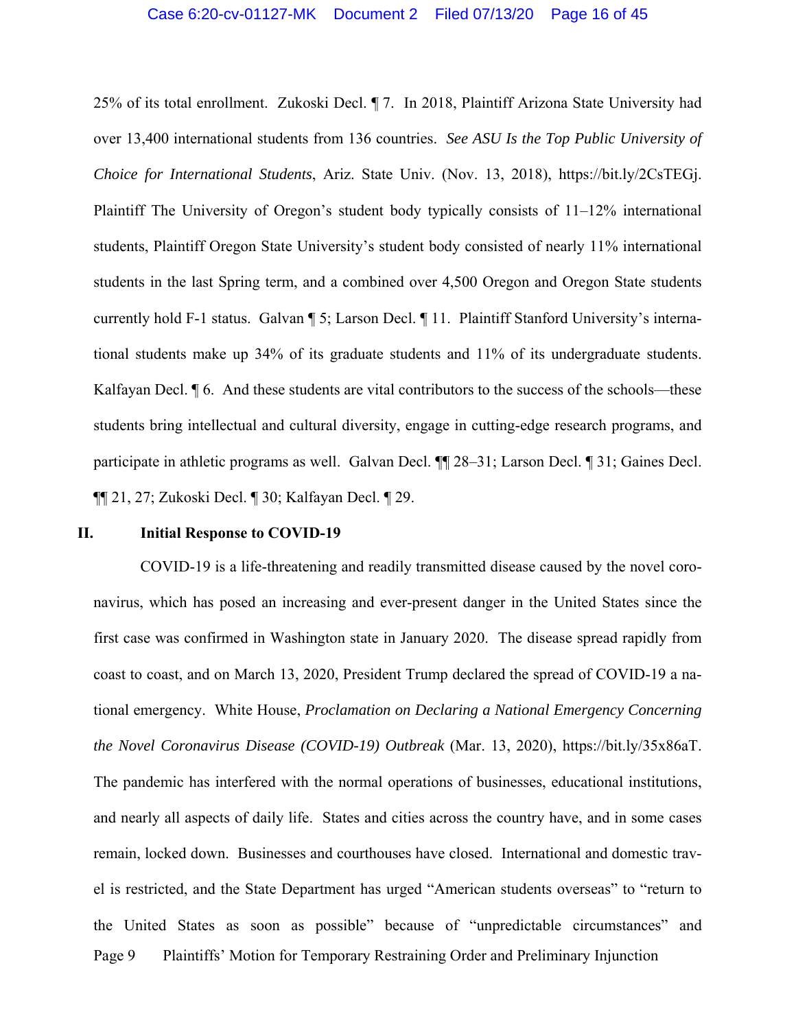25% of its total enrollment. Zukoski Decl. ¶ 7. In 2018, Plaintiff Arizona State University had over 13,400 international students from 136 countries. *See ASU Is the Top Public University of Choice for International Students*, Ariz. State Univ. (Nov. 13, 2018), https://bit.ly/2CsTEGj. Plaintiff The University of Oregon's student body typically consists of 11–12% international students, Plaintiff Oregon State University's student body consisted of nearly 11% international students in the last Spring term, and a combined over 4,500 Oregon and Oregon State students currently hold F-1 status. Galvan ¶ 5; Larson Decl. ¶ 11. Plaintiff Stanford University's international students make up 34% of its graduate students and 11% of its undergraduate students. Kalfayan Decl. ¶ 6. And these students are vital contributors to the success of the schools—these students bring intellectual and cultural diversity, engage in cutting-edge research programs, and participate in athletic programs as well. Galvan Decl. ¶¶ 28–31; Larson Decl. ¶ 31; Gaines Decl. ¶¶ 21, 27; Zukoski Decl. ¶ 30; Kalfayan Decl. ¶ 29.

## II. Initial Response to COVID-19

COVID-19 is a life-threatening and readily transmitted disease caused by the novel coronavirus, which has posed an increasing and ever-present danger in the United States since the first case was confirmed in Washington state in January 2020. The disease spread rapidly from coast to coast, and on March 13, 2020, President Trump declared the spread of COVID-19 a national emergency. White House, *Proclamation on Declaring a National Emergency Concerning the Novel Coronavirus Disease (COVID-19) Outbreak* (Mar. 13, 2020), https://bit.ly/35x86aT. The pandemic has interfered with the normal operations of businesses, educational institutions, and nearly all aspects of daily life. States and cities across the country have, and in some cases remain, locked down. Businesses and courthouses have closed. International and domestic travel is restricted, and the State Department has urged "American students overseas" to "return to the United States as soon as possible" because of "unpredictable circumstances" and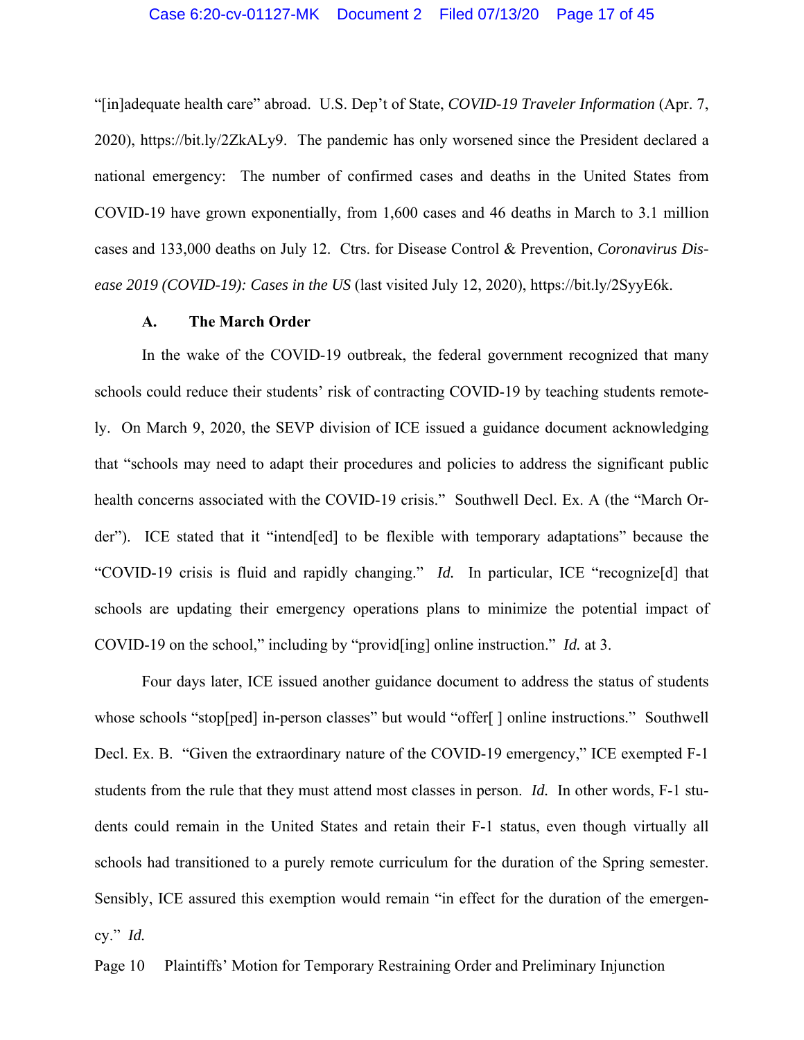"[in]adequate health care" abroad. U.S. Dep't of State, *COVID-19 Traveler Information* (Apr. 7, 2020), https://bit.ly/2ZkALy9. The pandemic has only worsened since the President declared a national emergency: The number of confirmed cases and deaths in the United States from COVID-19 have grown exponentially, from 1,600 cases and 46 deaths in March to 3.1 million cases and 133,000 deaths on July 12. Ctrs. for Disease Control & Prevention, *Coronavirus Disease 2019 (COVID-19): Cases in the US* (last visited July 12, 2020), https://bit.ly/2SyyE6k.

### A. The March Order

In the wake of the COVID-19 outbreak, the federal government recognized that many schools could reduce their students' risk of contracting COVID-19 by teaching students remotely. On March 9, 2020, the SEVP division of ICE issued a guidance document acknowledging that "schools may need to adapt their procedures and policies to address the significant public health concerns associated with the COVID-19 crisis." Southwell Decl. Ex. A (the "March Order"). ICE stated that it "intend[ed] to be flexible with temporary adaptations" because the "COVID-19 crisis is fluid and rapidly changing." *Id.* In particular, ICE "recognize[d] that schools are updating their emergency operations plans to minimize the potential impact of COVID-19 on the school," including by "provid[ing] online instruction." *Id.* at 3.

Four days later, ICE issued another guidance document to address the status of students whose schools "stop[ped] in-person classes" but would "offer[ ] online instructions." Southwell Decl. Ex. B. "Given the extraordinary nature of the COVID-19 emergency," ICE exempted F-1 students from the rule that they must attend most classes in person. *Id.* In other words, F-1 students could remain in the United States and retain their F-1 status, even though virtually all schools had transitioned to a purely remote curriculum for the duration of the Spring semester. Sensibly, ICE assured this exemption would remain "in effect for the duration of the emergency." *Id.*

Page 10 Plaintiffs' Motion for Temporary Restraining Order and Preliminary Injunction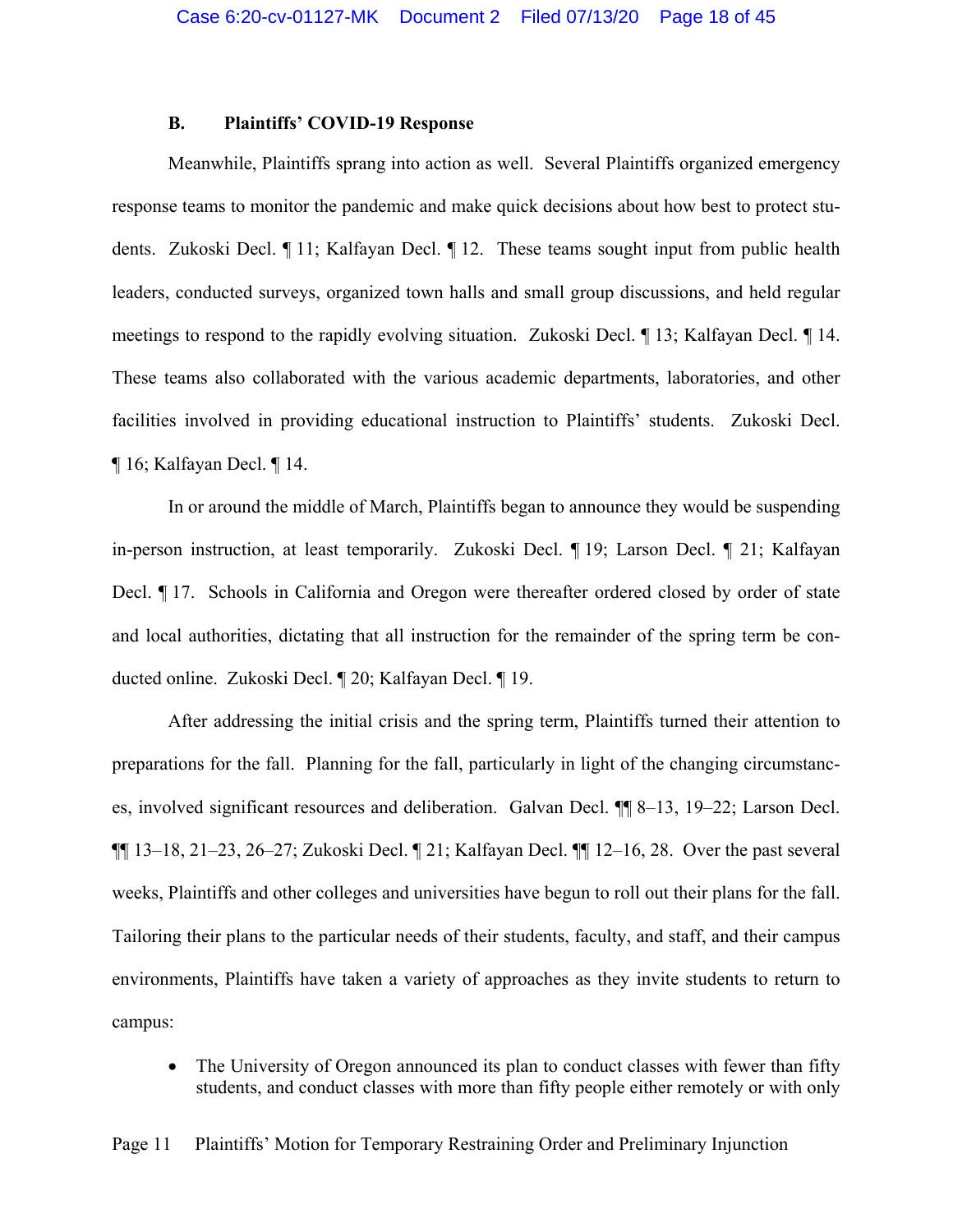### B. Plaintiffs' COVID-19 Response

Meanwhile, Plaintiffs sprang into action as well. Several Plaintiffs organized emergency response teams to monitor the pandemic and make quick decisions about how best to protect students. Zukoski Decl. ¶ 11; Kalfayan Decl. ¶ 12. These teams sought input from public health leaders, conducted surveys, organized town halls and small group discussions, and held regular meetings to respond to the rapidly evolving situation. Zukoski Decl. ¶ 13; Kalfayan Decl. ¶ 14. These teams also collaborated with the various academic departments, laboratories, and other facilities involved in providing educational instruction to Plaintiffs' students. Zukoski Decl. ¶ 16; Kalfayan Decl. ¶ 14.

In or around the middle of March, Plaintiffs began to announce they would be suspending in-person instruction, at least temporarily. Zukoski Decl. ¶ 19; Larson Decl. ¶ 21; Kalfayan Decl. ¶ 17. Schools in California and Oregon were thereafter ordered closed by order of state and local authorities, dictating that all instruction for the remainder of the spring term be conducted online. Zukoski Decl. ¶ 20; Kalfayan Decl. ¶ 19.

After addressing the initial crisis and the spring term, Plaintiffs turned their attention to preparations for the fall. Planning for the fall, particularly in light of the changing circumstances, involved significant resources and deliberation. Galvan Decl. ¶¶ 8–13, 19–22; Larson Decl. ¶¶ 13–18, 21–23, 26–27; Zukoski Decl. ¶ 21; Kalfayan Decl. ¶¶ 12–16, 28. Over the past several weeks, Plaintiffs and other colleges and universities have begun to roll out their plans for the fall. Tailoring their plans to the particular needs of their students, faculty, and staff, and their campus environments, Plaintiffs have taken a variety of approaches as they invite students to return to campus:

- The University of Oregon announced its plan to conduct classes with fewer than fifty students, and conduct classes with more than fifty people either remotely or with only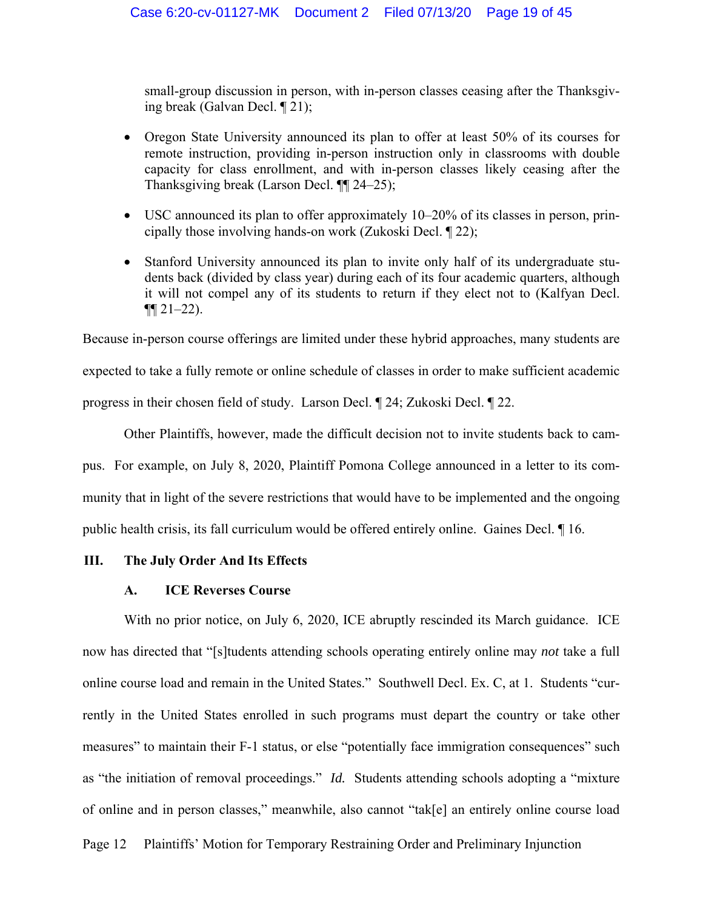small-group discussion in person, with in-person classes ceasing after the Thanksgiving break (Galvan Decl. ¶ 21);

- Oregon State University announced its plan to offer at least 50% of its courses for remote instruction, providing in-person instruction only in classrooms with double capacity for class enrollment, and with in-person classes likely ceasing after the Thanksgiving break (Larson Decl. ¶¶ 24–25);
- USC announced its plan to offer approximately 10–20% of its classes in person, principally those involving hands-on work (Zukoski Decl. ¶ 22);
- Stanford University announced its plan to invite only half of its undergraduate students back (divided by class year) during each of its four academic quarters, although it will not compel any of its students to return if they elect not to (Kalfyan Decl. ¶¶ 21–22).

Because in-person course offerings are limited under these hybrid approaches, many students are expected to take a fully remote or online schedule of classes in order to make sufficient academic progress in their chosen field of study. Larson Decl. ¶ 24; Zukoski Decl. ¶ 22.

Other Plaintiffs, however, made the difficult decision not to invite students back to campus. For example, on July 8, 2020, Plaintiff Pomona College announced in a letter to its community that in light of the severe restrictions that would have to be implemented and the ongoing public health crisis, its fall curriculum would be offered entirely online. Gaines Decl. ¶ 16.

## III. The July Order And Its Effects

### A. ICE Reverses Course

With no prior notice, on July 6, 2020, ICE abruptly rescinded its March guidance. ICE now has directed that "[s]tudents attending schools operating entirely online may *not* take a full online course load and remain in the United States." Southwell Decl. Ex. C, at 1. Students "currently in the United States enrolled in such programs must depart the country or take other measures" to maintain their F-1 status, or else "potentially face immigration consequences" such as "the initiation of removal proceedings." *Id.* Students attending schools adopting a "mixture of online and in person classes," meanwhile, also cannot "tak[e] an entirely online course load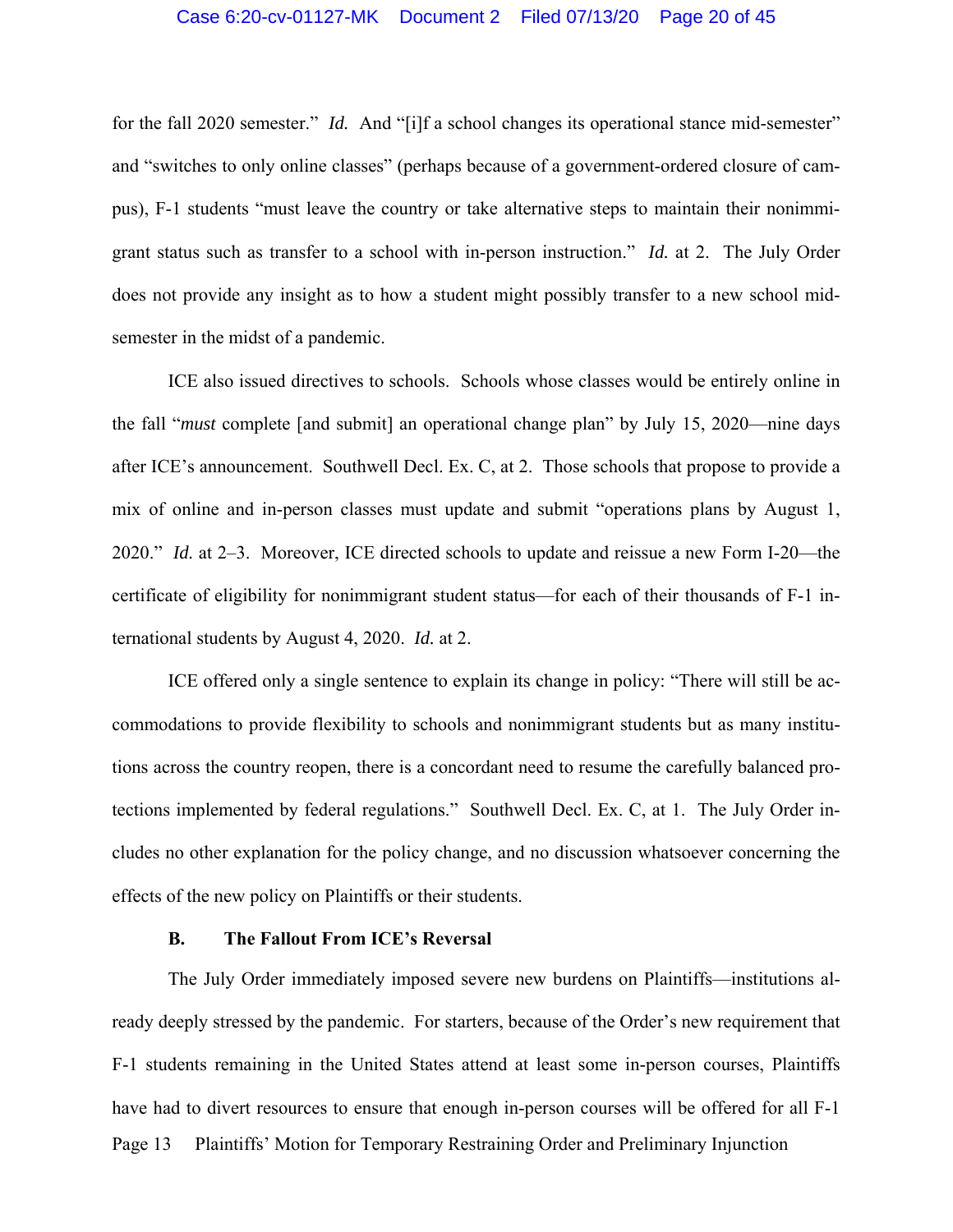for the fall 2020 semester." *Id.* And "[i]f a school changes its operational stance mid-semester" and "switches to only online classes" (perhaps because of a government-ordered closure of campus), F-1 students "must leave the country or take alternative steps to maintain their nonimmigrant status such as transfer to a school with in-person instruction." *Id.* at 2. The July Order does not provide any insight as to how a student might possibly transfer to a new school mid-semester in the midst of a pandemic.

ICE also issued directives to schools. Schools whose classes would be entirely online in the fall "*must* complete [and submit] an operational change plan" by July 15, 2020—nine days after ICE's announcement. Southwell Decl. Ex. C, at 2. Those schools that propose to provide a mix of online and in-person classes must update and submit "operations plans by August 1, 2020." *Id.* at 2–3. Moreover, ICE directed schools to update and reissue a new Form I-20—the certificate of eligibility for nonimmigrant student status—for each of their thousands of F-1 international students by August 4, 2020. *Id.* at 2.

ICE offered only a single sentence to explain its change in policy: "There will still be accommodations to provide flexibility to schools and nonimmigrant students but as many institutions across the country reopen, there is a concordant need to resume the carefully balanced protections implemented by federal regulations." Southwell Decl. Ex. C, at 1. The July Order includes no other explanation for the policy change, and no discussion whatsoever concerning the effects of the new policy on Plaintiffs or their students.

### B. The Fallout From ICE's Reversal

The July Order immediately imposed severe new burdens on Plaintiffs—institutions already deeply stressed by the pandemic. For starters, because of the Order's new requirement that F-1 students remaining in the United States attend at least some in-person courses, Plaintiffs have had to divert resources to ensure that enough in-person courses will be offered for all F-1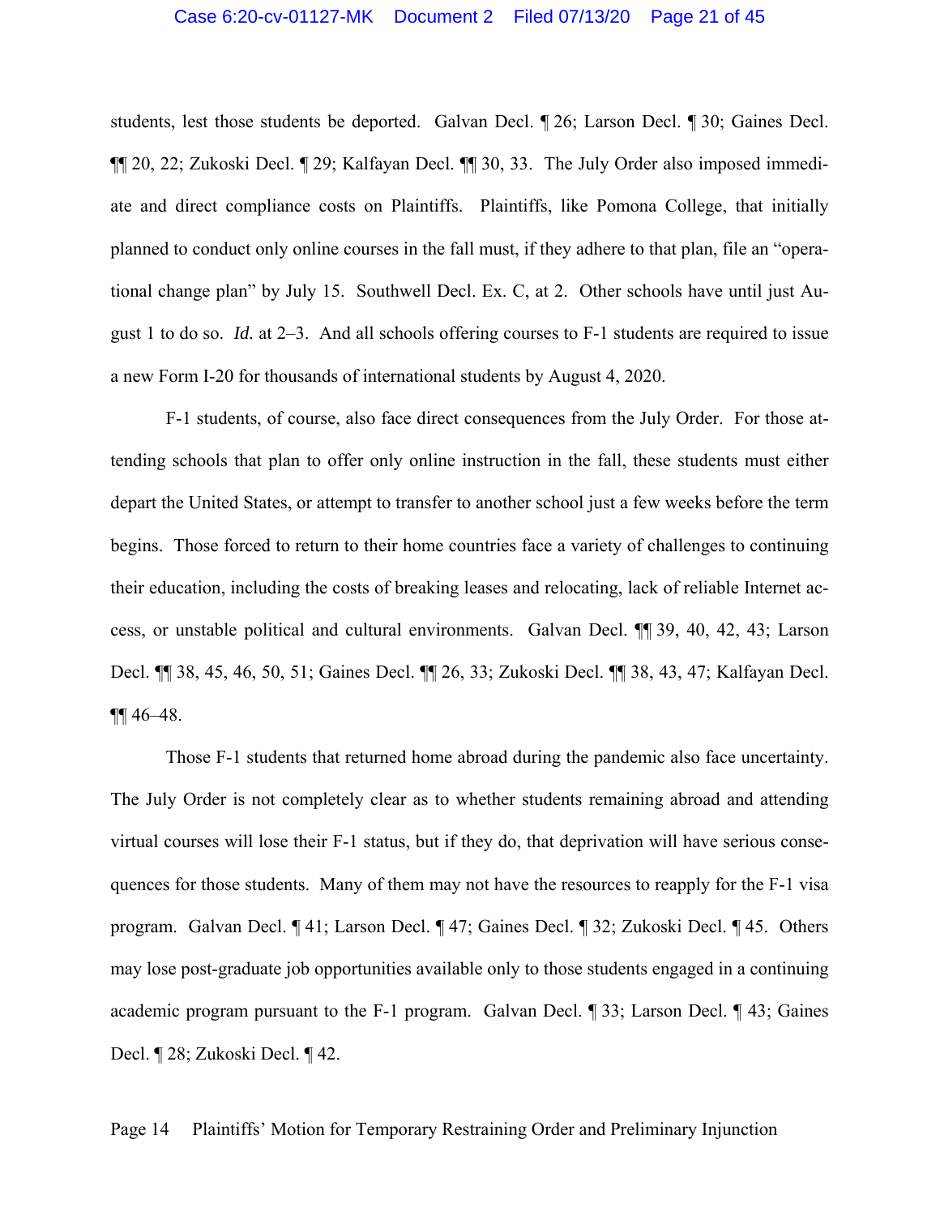students, lest those students be deported. Galvan Decl. ¶ 26; Larson Decl. ¶ 30; Gaines Decl. ¶¶ 20, 22; Zukoski Decl. ¶ 29; Kalfayan Decl. ¶¶ 30, 33. The July Order also imposed immediate and direct compliance costs on Plaintiffs. Plaintiffs, like Pomona College, that initially planned to conduct only online courses in the fall must, if they adhere to that plan, file an "operational change plan" by July 15. Southwell Decl. Ex. C, at 2. Other schools have until just August 1 to do so. *Id.* at 2–3. And all schools offering courses to F-1 students are required to issue a new Form I-20 for thousands of international students by August 4, 2020.

F-1 students, of course, also face direct consequences from the July Order. For those attending schools that plan to offer only online instruction in the fall, these students must either depart the United States, or attempt to transfer to another school just a few weeks before the term begins. Those forced to return to their home countries face a variety of challenges to continuing their education, including the costs of breaking leases and relocating, lack of reliable Internet access, or unstable political and cultural environments. Galvan Decl. ¶¶ 39, 40, 42, 43; Larson Decl. ¶¶ 38, 45, 46, 50, 51; Gaines Decl. ¶¶ 26, 33; Zukoski Decl. ¶¶ 38, 43, 47; Kalfayan Decl. ¶¶ 46–48.

Those F-1 students that returned home abroad during the pandemic also face uncertainty. The July Order is not completely clear as to whether students remaining abroad and attending virtual courses will lose their F-1 status, but if they do, that deprivation will have serious consequences for those students. Many of them may not have the resources to reapply for the F-1 visa program. Galvan Decl. ¶ 41; Larson Decl. ¶ 47; Gaines Decl. ¶ 32; Zukoski Decl. ¶ 45. Others may lose post-graduate job opportunities available only to those students engaged in a continuing academic program pursuant to the F-1 program. Galvan Decl. ¶ 33; Larson Decl. ¶ 43; Gaines Decl. ¶ 28; Zukoski Decl. ¶ 42.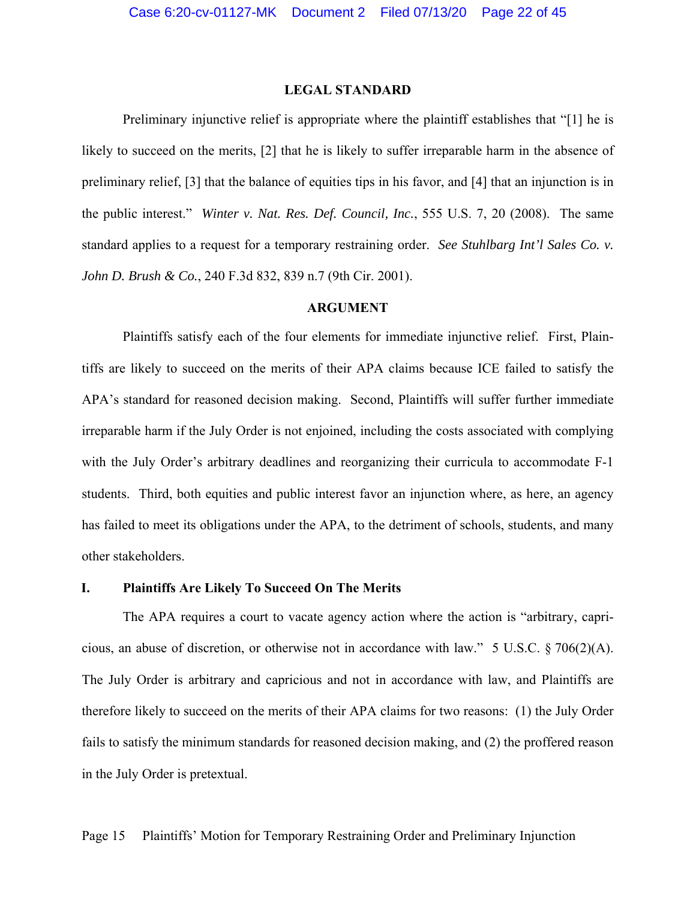## LEGAL STANDARD

Preliminary injunctive relief is appropriate where the plaintiff establishes that "[1] he is likely to succeed on the merits, [2] that he is likely to suffer irreparable harm in the absence of preliminary relief, [3] that the balance of equities tips in his favor, and [4] that an injunction is in the public interest." *Winter v. Nat. Res. Def. Council, Inc.*, 555 U.S. 7, 20 (2008). The same standard applies to a request for a temporary restraining order. *See Stuhlbarg Int'l Sales Co. v. John D. Brush & Co.*, 240 F.3d 832, 839 n.7 (9th Cir. 2001).

## ARGUMENT

Plaintiffs satisfy each of the four elements for immediate injunctive relief. First, Plaintiffs are likely to succeed on the merits of their APA claims because ICE failed to satisfy the APA's standard for reasoned decision making. Second, Plaintiffs will suffer further immediate irreparable harm if the July Order is not enjoined, including the costs associated with complying with the July Order's arbitrary deadlines and reorganizing their curricula to accommodate F-1 students. Third, both equities and public interest favor an injunction where, as here, an agency has failed to meet its obligations under the APA, to the detriment of schools, students, and many other stakeholders.

### I. Plaintiffs Are Likely To Succeed On The Merits

The APA requires a court to vacate agency action where the action is "arbitrary, capricious, an abuse of discretion, or otherwise not in accordance with law." 5 U.S.C. § 706(2)(A). The July Order is arbitrary and capricious and not in accordance with law, and Plaintiffs are therefore likely to succeed on the merits of their APA claims for two reasons: (1) the July Order fails to satisfy the minimum standards for reasoned decision making, and (2) the proffered reason in the July Order is pretextual.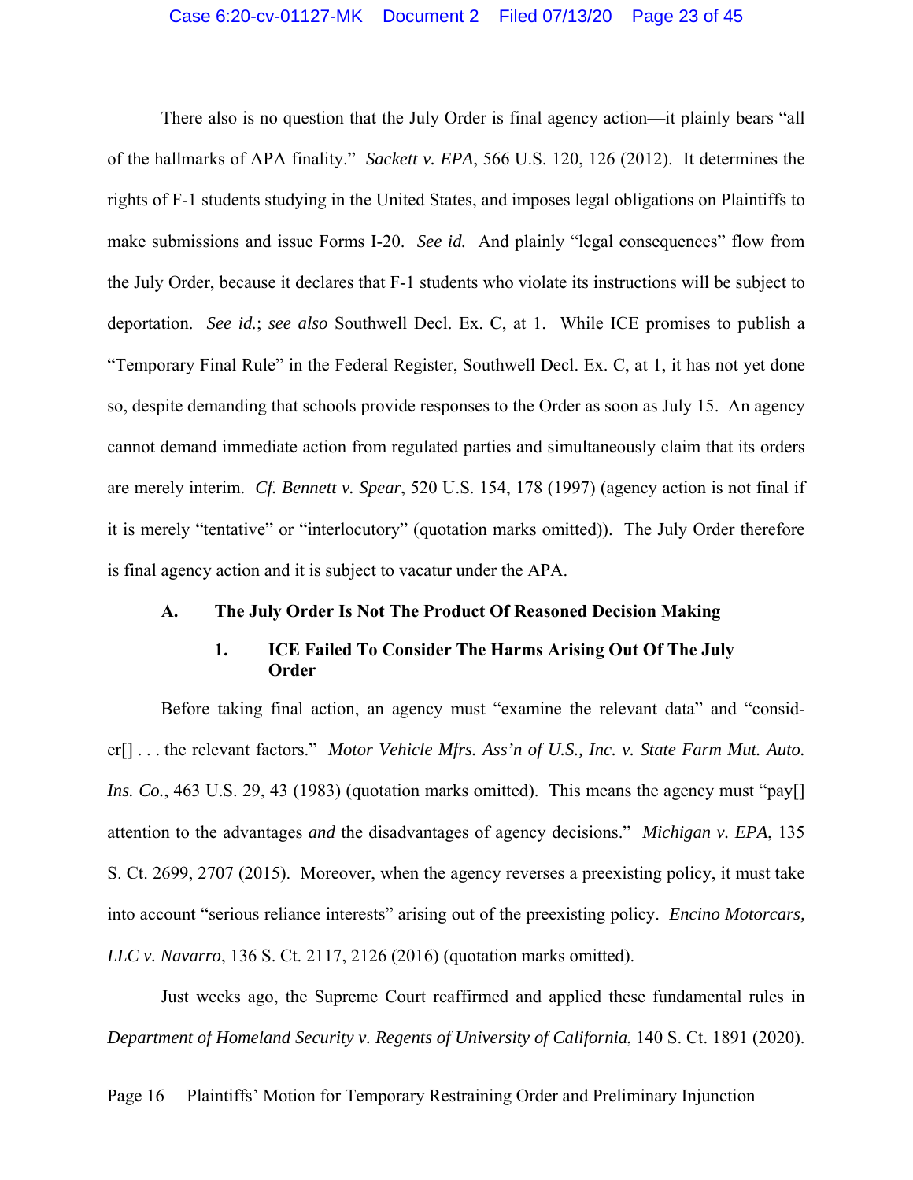There also is no question that the July Order is final agency action—it plainly bears "all of the hallmarks of APA finality." *Sackett v. EPA*, 566 U.S. 120, 126 (2012). It determines the rights of F-1 students studying in the United States, and imposes legal obligations on Plaintiffs to make submissions and issue Forms I-20. *See id.* And plainly "legal consequences" flow from the July Order, because it declares that F-1 students who violate its instructions will be subject to deportation. *See id.*; *see also* Southwell Decl. Ex. C, at 1. While ICE promises to publish a "Temporary Final Rule" in the Federal Register, Southwell Decl. Ex. C, at 1, it has not yet done so, despite demanding that schools provide responses to the Order as soon as July 15. An agency cannot demand immediate action from regulated parties and simultaneously claim that its orders are merely interim. *Cf. Bennett v. Spear*, 520 U.S. 154, 178 (1997) (agency action is not final if it is merely "tentative" or "interlocutory" (quotation marks omitted)). The July Order therefore is final agency action and it is subject to vacatur under the APA.

## A. The July Order Is Not The Product Of Reasoned Decision Making

### 1. ICE Failed To Consider The Harms Arising Out Of The July Order

Before taking final action, an agency must "examine the relevant data" and "consider[] . . . the relevant factors." *Motor Vehicle Mfrs. Ass'n of U.S., Inc. v. State Farm Mut. Auto. Ins. Co.*, 463 U.S. 29, 43 (1983) (quotation marks omitted). This means the agency must "pay[] attention to the advantages *and* the disadvantages of agency decisions." *Michigan v. EPA*, 135 S. Ct. 2699, 2707 (2015). Moreover, when the agency reverses a preexisting policy, it must take into account "serious reliance interests" arising out of the preexisting policy. *Encino Motorcars, LLC v. Navarro*, 136 S. Ct. 2117, 2126 (2016) (quotation marks omitted).

Just weeks ago, the Supreme Court reaffirmed and applied these fundamental rules in *Department of Homeland Security v. Regents of University of California*, 140 S. Ct. 1891 (2020).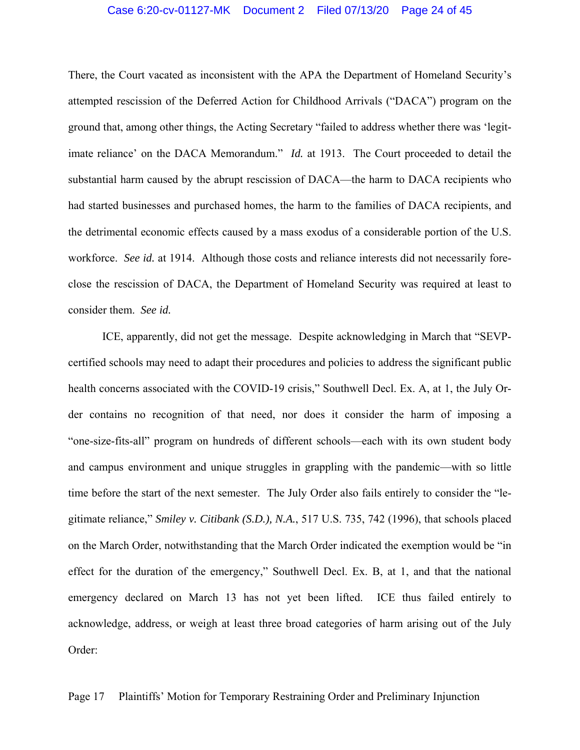There, the Court vacated as inconsistent with the APA the Department of Homeland Security's attempted rescission of the Deferred Action for Childhood Arrivals ("DACA") program on the ground that, among other things, the Acting Secretary "failed to address whether there was 'legitimate reliance' on the DACA Memorandum." *Id.* at 1913. The Court proceeded to detail the substantial harm caused by the abrupt rescission of DACA—the harm to DACA recipients who had started businesses and purchased homes, the harm to the families of DACA recipients, and the detrimental economic effects caused by a mass exodus of a considerable portion of the U.S. workforce. *See id.* at 1914. Although those costs and reliance interests did not necessarily foreclose the rescission of DACA, the Department of Homeland Security was required at least to consider them. *See id.*

ICE, apparently, did not get the message. Despite acknowledging in March that "SEVP-certified schools may need to adapt their procedures and policies to address the significant public health concerns associated with the COVID-19 crisis," Southwell Decl. Ex. A, at 1, the July Order contains no recognition of that need, nor does it consider the harm of imposing a "one-size-fits-all" program on hundreds of different schools—each with its own student body and campus environment and unique struggles in grappling with the pandemic—with so little time before the start of the next semester. The July Order also fails entirely to consider the "legitimate reliance," *Smiley v. Citibank (S.D.), N.A.*, 517 U.S. 735, 742 (1996), that schools placed on the March Order, notwithstanding that the March Order indicated the exemption would be "in effect for the duration of the emergency," Southwell Decl. Ex. B, at 1, and that the national emergency declared on March 13 has not yet been lifted. ICE thus failed entirely to acknowledge, address, or weigh at least three broad categories of harm arising out of the July Order: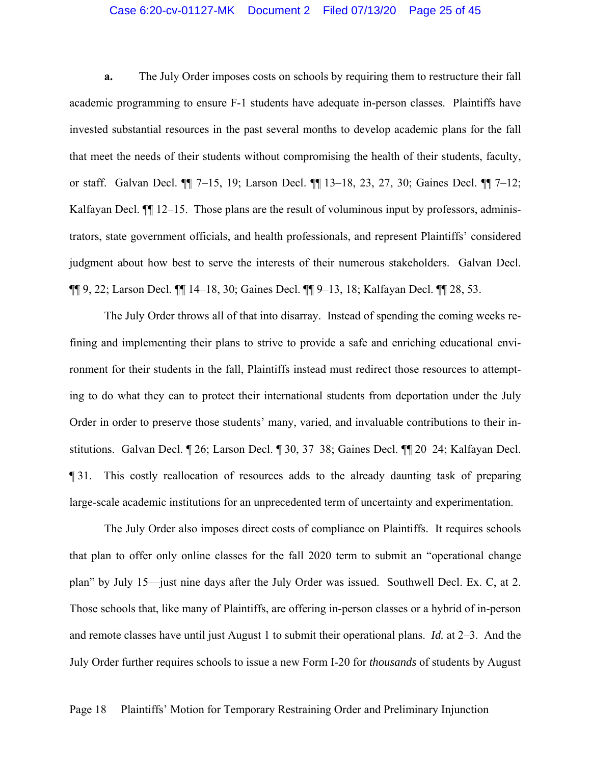**a.** The July Order imposes costs on schools by requiring them to restructure their fall academic programming to ensure F-1 students have adequate in-person classes. Plaintiffs have invested substantial resources in the past several months to develop academic plans for the fall that meet the needs of their students without compromising the health of their students, faculty, or staff. Galvan Decl. ¶¶ 7–15, 19; Larson Decl. ¶¶ 13–18, 23, 27, 30; Gaines Decl. ¶¶ 7–12; Kalfayan Decl. ¶¶ 12–15. Those plans are the result of voluminous input by professors, administrators, state government officials, and health professionals, and represent Plaintiffs' considered judgment about how best to serve the interests of their numerous stakeholders. Galvan Decl. ¶¶ 9, 22; Larson Decl. ¶¶ 14–18, 30; Gaines Decl. ¶¶ 9–13, 18; Kalfayan Decl. ¶¶ 28, 53.

The July Order throws all of that into disarray. Instead of spending the coming weeks refining and implementing their plans to strive to provide a safe and enriching educational environment for their students in the fall, Plaintiffs instead must redirect those resources to attempting to do what they can to protect their international students from deportation under the July Order in order to preserve those students' many, varied, and invaluable contributions to their institutions. Galvan Decl. ¶ 26; Larson Decl. ¶ 30, 37–38; Gaines Decl. ¶¶ 20–24; Kalfayan Decl. ¶ 31. This costly reallocation of resources adds to the already daunting task of preparing large-scale academic institutions for an unprecedented term of uncertainty and experimentation.

The July Order also imposes direct costs of compliance on Plaintiffs. It requires schools that plan to offer only online classes for the fall 2020 term to submit an "operational change plan" by July 15—just nine days after the July Order was issued. Southwell Decl. Ex. C, at 2. Those schools that, like many of Plaintiffs, are offering in-person classes or a hybrid of in-person and remote classes have until just August 1 to submit their operational plans. *Id.* at 2–3. And the July Order further requires schools to issue a new Form I-20 for *thousands* of students by August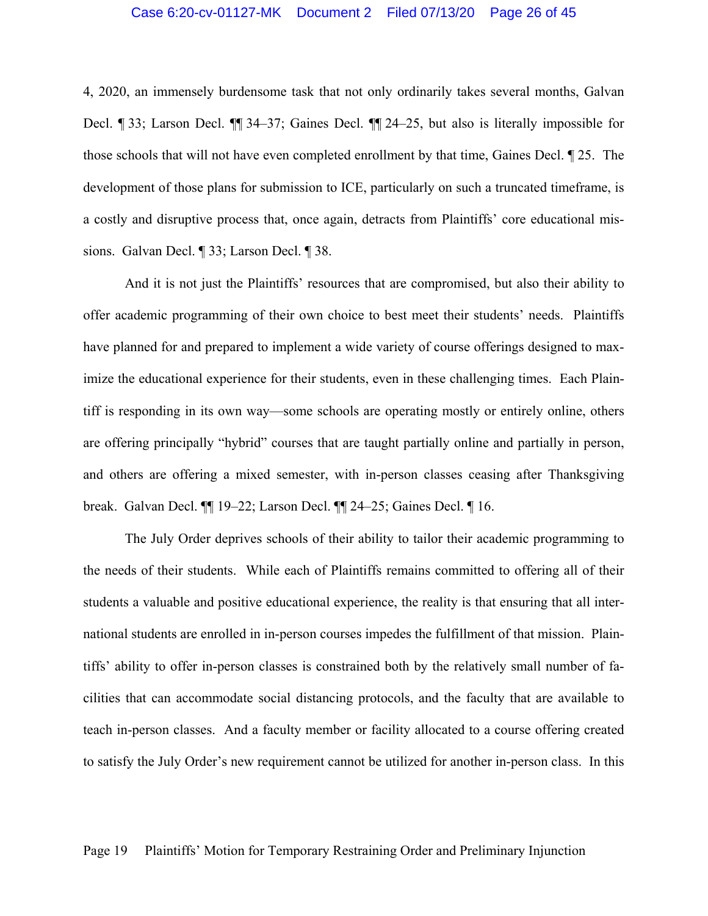4, 2020, an immensely burdensome task that not only ordinarily takes several months, Galvan Decl. ¶ 33; Larson Decl. ¶¶ 34–37; Gaines Decl. ¶¶ 24–25, but also is literally impossible for those schools that will not have even completed enrollment by that time, Gaines Decl. ¶ 25. The development of those plans for submission to ICE, particularly on such a truncated timeframe, is a costly and disruptive process that, once again, detracts from Plaintiffs' core educational missions. Galvan Decl. ¶ 33; Larson Decl. ¶ 38.

And it is not just the Plaintiffs' resources that are compromised, but also their ability to offer academic programming of their own choice to best meet their students' needs. Plaintiffs have planned for and prepared to implement a wide variety of course offerings designed to maximize the educational experience for their students, even in these challenging times. Each Plaintiff is responding in its own way—some schools are operating mostly or entirely online, others are offering principally "hybrid" courses that are taught partially online and partially in person, and others are offering a mixed semester, with in-person classes ceasing after Thanksgiving break. Galvan Decl. ¶¶ 19–22; Larson Decl. ¶¶ 24–25; Gaines Decl. ¶ 16.

The July Order deprives schools of their ability to tailor their academic programming to the needs of their students. While each of Plaintiffs remains committed to offering all of their students a valuable and positive educational experience, the reality is that ensuring that all international students are enrolled in in-person courses impedes the fulfillment of that mission. Plaintiffs' ability to offer in-person classes is constrained both by the relatively small number of facilities that can accommodate social distancing protocols, and the faculty that are available to teach in-person classes. And a faculty member or facility allocated to a course offering created to satisfy the July Order's new requirement cannot be utilized for another in-person class. In this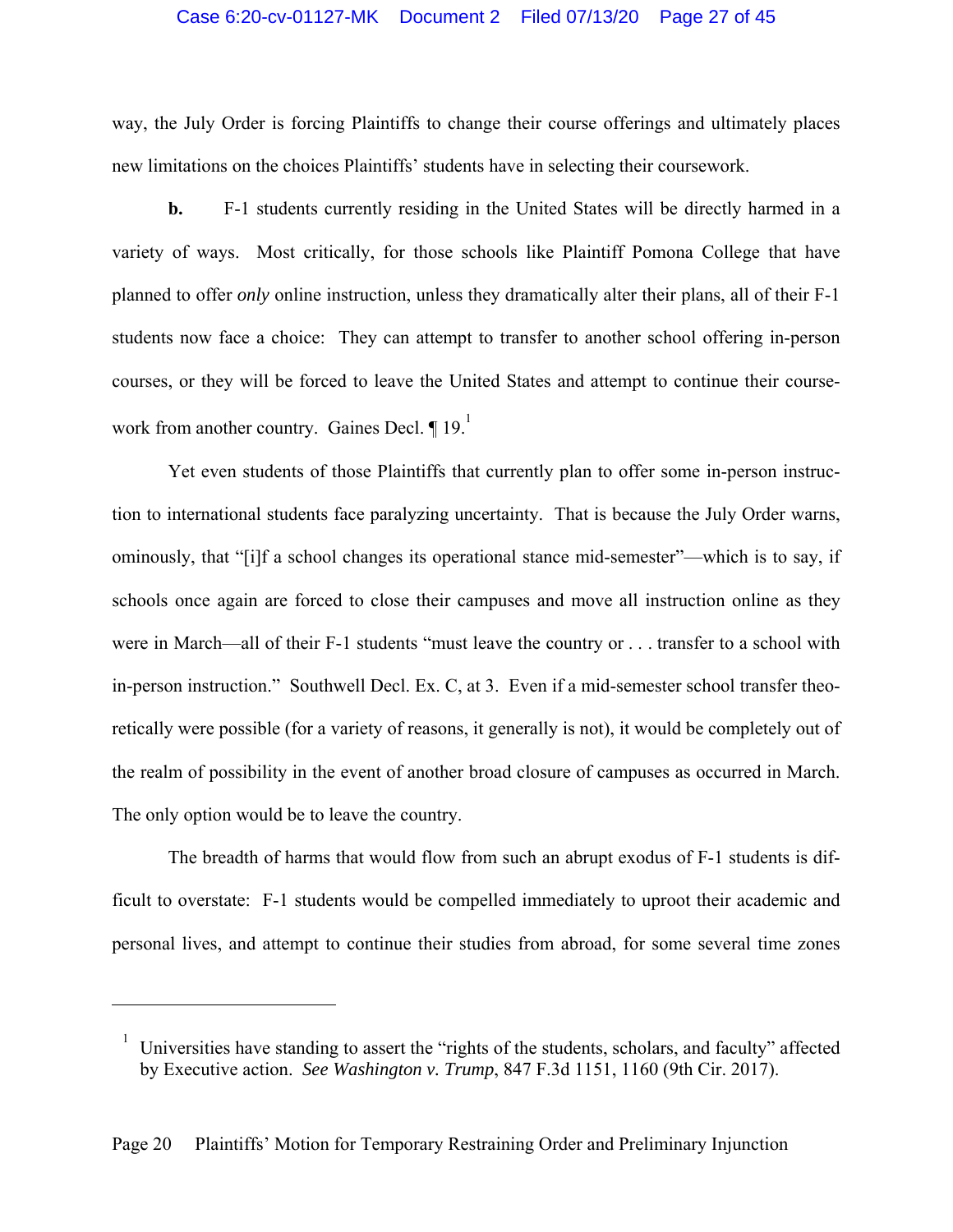way, the July Order is forcing Plaintiffs to change their course offerings and ultimately places new limitations on the choices Plaintiffs' students have in selecting their coursework.

**b.** F-1 students currently residing in the United States will be directly harmed in a variety of ways. Most critically, for those schools like Plaintiff Pomona College that have planned to offer *only* online instruction, unless they dramatically alter their plans, all of their F-1 students now face a choice: They can attempt to transfer to another school offering in-person courses, or they will be forced to leave the United States and attempt to continue their coursework from another country. Gaines Decl. ¶ 19.[1]

Yet even students of those Plaintiffs that currently plan to offer some in-person instruction to international students face paralyzing uncertainty. That is because the July Order warns, ominously, that "[i]f a school changes its operational stance mid-semester"—which is to say, if schools once again are forced to close their campuses and move all instruction online as they were in March—all of their F-1 students "must leave the country or . . . transfer to a school with in-person instruction." Southwell Decl. Ex. C, at 3. Even if a mid-semester school transfer theoretically were possible (for a variety of reasons, it generally is not), it would be completely out of the realm of possibility in the event of another broad closure of campuses as occurred in March. The only option would be to leave the country.

The breadth of harms that would flow from such an abrupt exodus of F-1 students is difficult to overstate: F-1 students would be compelled immediately to uproot their academic and personal lives, and attempt to continue their studies from abroad, for some several time zones

---

[1] Universities have standing to assert the "rights of the students, scholars, and faculty" affected by Executive action. *See Washington v. Trump*, 847 F.3d 1151, 1160 (9th Cir. 2017).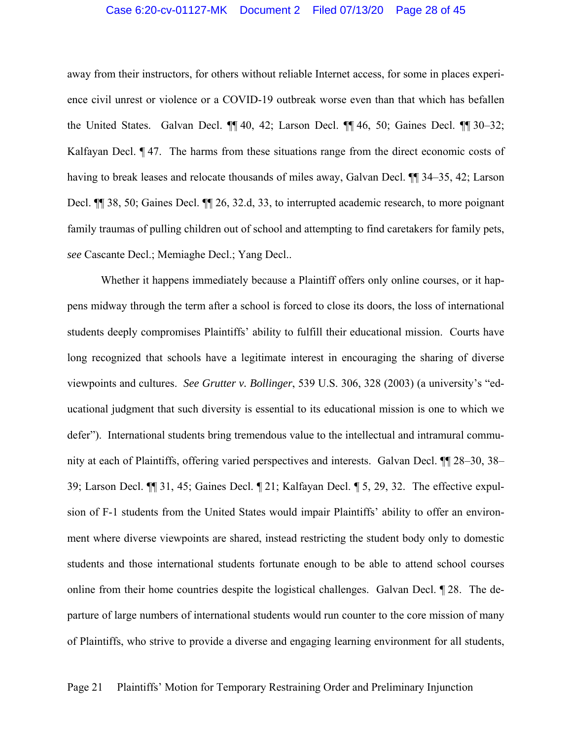away from their instructors, for others without reliable Internet access, for some in places experience civil unrest or violence or a COVID-19 outbreak worse even than that which has befallen the United States. Galvan Decl. ¶¶ 40, 42; Larson Decl. ¶¶ 46, 50; Gaines Decl. ¶¶ 30–32; Kalfayan Decl. ¶ 47. The harms from these situations range from the direct economic costs of having to break leases and relocate thousands of miles away, Galvan Decl. ¶¶ 34–35, 42; Larson Decl. ¶¶ 38, 50; Gaines Decl. ¶¶ 26, 32.d, 33, to interrupted academic research, to more poignant family traumas of pulling children out of school and attempting to find caretakers for family pets, *see* Cascante Decl.; Memiaghe Decl.; Yang Decl..

Whether it happens immediately because a Plaintiff offers only online courses, or it happens midway through the term after a school is forced to close its doors, the loss of international students deeply compromises Plaintiffs' ability to fulfill their educational mission. Courts have long recognized that schools have a legitimate interest in encouraging the sharing of diverse viewpoints and cultures. *See Grutter v. Bollinger*, 539 U.S. 306, 328 (2003) (a university's "educational judgment that such diversity is essential to its educational mission is one to which we defer"). International students bring tremendous value to the intellectual and intramural community at each of Plaintiffs, offering varied perspectives and interests. Galvan Decl. ¶¶ 28–30, 38–39; Larson Decl. ¶¶ 31, 45; Gaines Decl. ¶ 21; Kalfayan Decl. ¶ 5, 29, 32. The effective expulsion of F-1 students from the United States would impair Plaintiffs' ability to offer an environment where diverse viewpoints are shared, instead restricting the student body only to domestic students and those international students fortunate enough to be able to attend school courses online from their home countries despite the logistical challenges. Galvan Decl. ¶ 28. The departure of large numbers of international students would run counter to the core mission of many of Plaintiffs, who strive to provide a diverse and engaging learning environment for all students,

Page 21 Plaintiffs' Motion for Temporary Restraining Order and Preliminary Injunction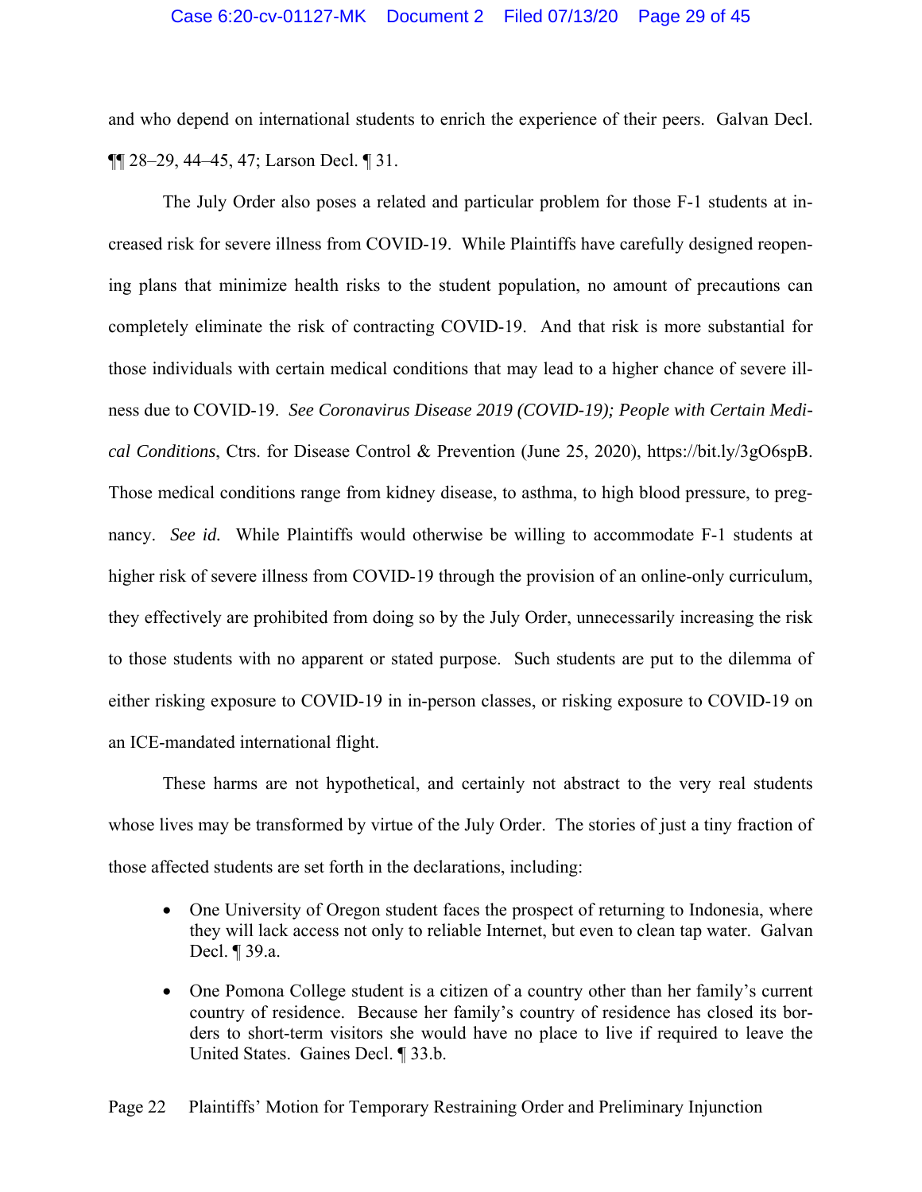and who depend on international students to enrich the experience of their peers. Galvan Decl. ¶¶ 28–29, 44–45, 47; Larson Decl. ¶ 31.

The July Order also poses a related and particular problem for those F-1 students at increased risk for severe illness from COVID-19. While Plaintiffs have carefully designed reopening plans that minimize health risks to the student population, no amount of precautions can completely eliminate the risk of contracting COVID-19. And that risk is more substantial for those individuals with certain medical conditions that may lead to a higher chance of severe illness due to COVID-19. *See Coronavirus Disease 2019 (COVID-19); People with Certain Medical Conditions*, Ctrs. for Disease Control & Prevention (June 25, 2020), https://bit.ly/3gO6spB. Those medical conditions range from kidney disease, to asthma, to high blood pressure, to pregnancy. *See id.* While Plaintiffs would otherwise be willing to accommodate F-1 students at higher risk of severe illness from COVID-19 through the provision of an online-only curriculum, they effectively are prohibited from doing so by the July Order, unnecessarily increasing the risk to those students with no apparent or stated purpose. Such students are put to the dilemma of either risking exposure to COVID-19 in in-person classes, or risking exposure to COVID-19 on an ICE-mandated international flight.

These harms are not hypothetical, and certainly not abstract to the very real students whose lives may be transformed by virtue of the July Order. The stories of just a tiny fraction of those affected students are set forth in the declarations, including:

- One University of Oregon student faces the prospect of returning to Indonesia, where they will lack access not only to reliable Internet, but even to clean tap water. Galvan Decl. ¶ 39.a.
- One Pomona College student is a citizen of a country other than her family's current country of residence. Because her family's country of residence has closed its borders to short-term visitors she would have no place to live if required to leave the United States. Gaines Decl. ¶ 33.b.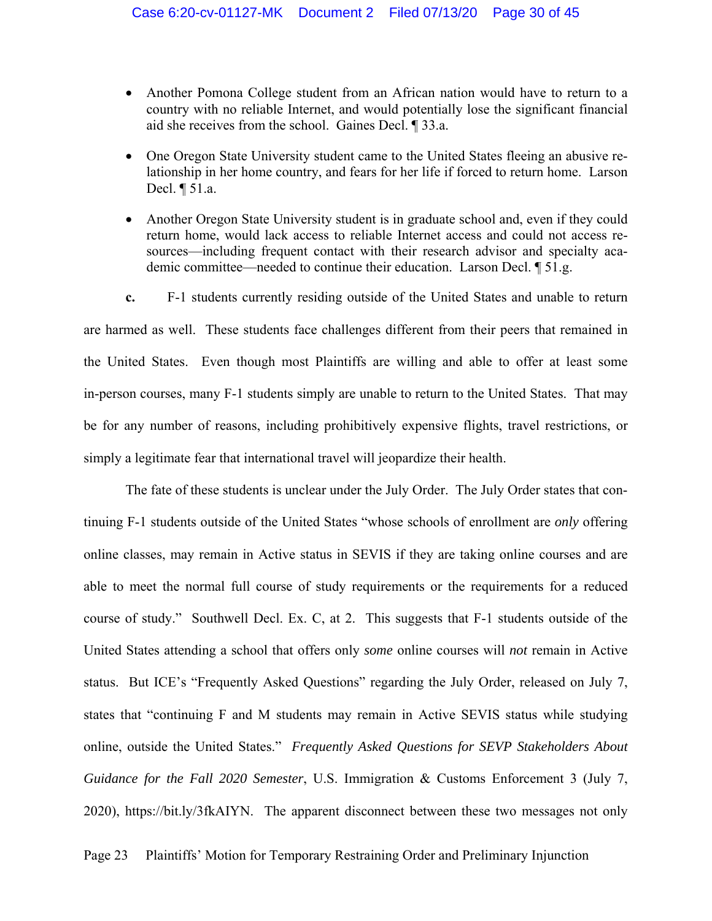- Another Pomona College student from an African nation would have to return to a country with no reliable Internet, and would potentially lose the significant financial aid she receives from the school. Gaines Decl. ¶ 33.a.

- One Oregon State University student came to the United States fleeing an abusive relationship in her home country, and fears for her life if forced to return home. Larson Decl. ¶ 51.a.

- Another Oregon State University student is in graduate school and, even if they could return home, would lack access to reliable Internet access and could not access resources—including frequent contact with their research advisor and specialty academic committee—needed to continue their education. Larson Decl. ¶ 51.g.

**c.** F-1 students currently residing outside of the United States and unable to return are harmed as well. These students face challenges different from their peers that remained in the United States. Even though most Plaintiffs are willing and able to offer at least some in-person courses, many F-1 students simply are unable to return to the United States. That may be for any number of reasons, including prohibitively expensive flights, travel restrictions, or simply a legitimate fear that international travel will jeopardize their health.

The fate of these students is unclear under the July Order. The July Order states that continuing F-1 students outside of the United States "whose schools of enrollment are *only* offering online classes, may remain in Active status in SEVIS if they are taking online courses and are able to meet the normal full course of study requirements or the requirements for a reduced course of study." Southwell Decl. Ex. C, at 2. This suggests that F-1 students outside of the United States attending a school that offers only *some* online courses will *not* remain in Active status. But ICE's "Frequently Asked Questions" regarding the July Order, released on July 7, states that "continuing F and M students may remain in Active SEVIS status while studying online, outside the United States." *Frequently Asked Questions for SEVP Stakeholders About Guidance for the Fall 2020 Semester*, U.S. Immigration & Customs Enforcement 3 (July 7, 2020), https://bit.ly/3fkAIYN. The apparent disconnect between these two messages not only

Page 23 Plaintiffs' Motion for Temporary Restraining Order and Preliminary Injunction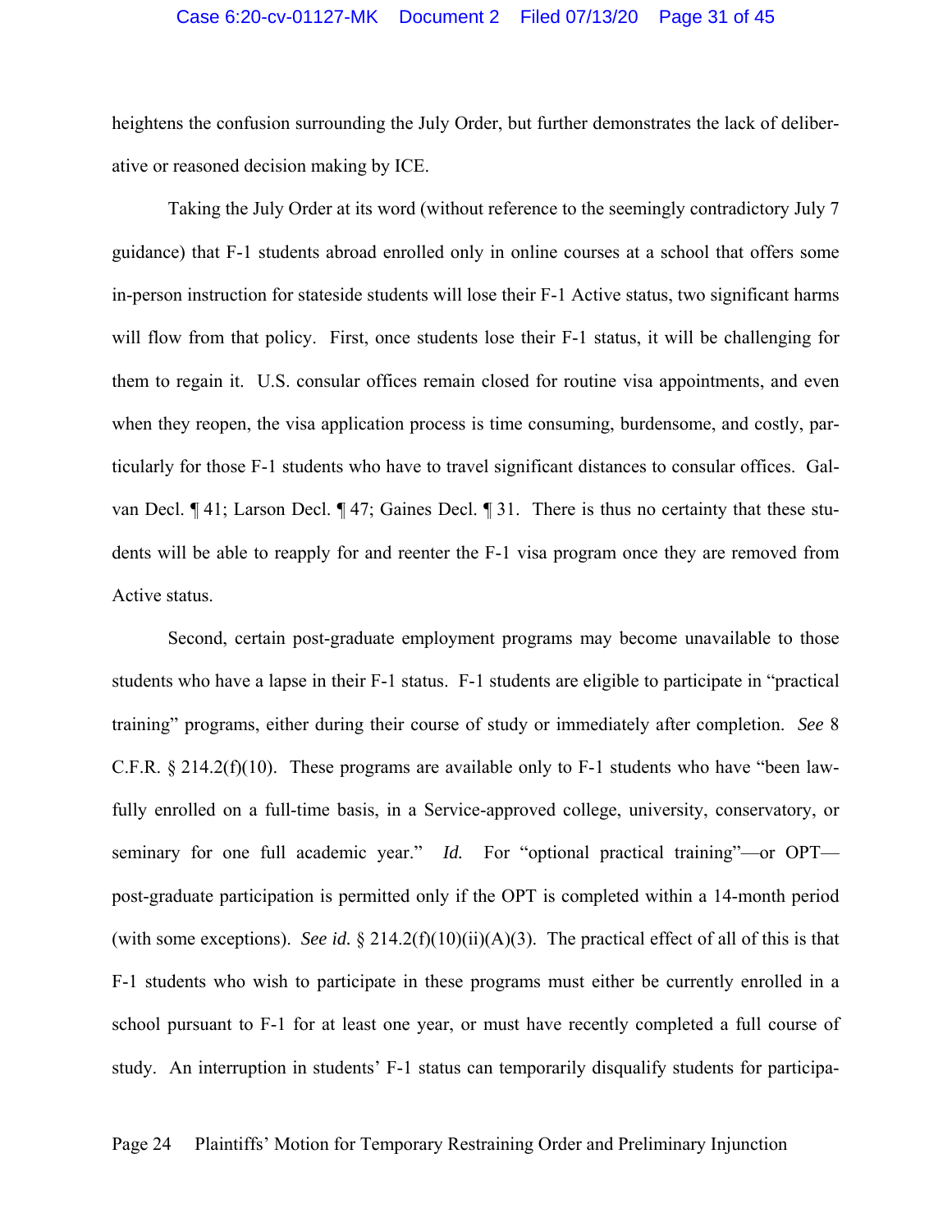heightens the confusion surrounding the July Order, but further demonstrates the lack of deliberative or reasoned decision making by ICE.

Taking the July Order at its word (without reference to the seemingly contradictory July 7 guidance) that F-1 students abroad enrolled only in online courses at a school that offers some in-person instruction for stateside students will lose their F-1 Active status, two significant harms will flow from that policy. First, once students lose their F-1 status, it will be challenging for them to regain it. U.S. consular offices remain closed for routine visa appointments, and even when they reopen, the visa application process is time consuming, burdensome, and costly, particularly for those F-1 students who have to travel significant distances to consular offices. Galvan Decl. ¶ 41; Larson Decl. ¶ 47; Gaines Decl. ¶ 31. There is thus no certainty that these students will be able to reapply for and reenter the F-1 visa program once they are removed from Active status.

Second, certain post-graduate employment programs may become unavailable to those students who have a lapse in their F-1 status. F-1 students are eligible to participate in "practical training" programs, either during their course of study or immediately after completion. *See* 8 C.F.R. § 214.2(f)(10). These programs are available only to F-1 students who have "been lawfully enrolled on a full-time basis, in a Service-approved college, university, conservatory, or seminary for one full academic year." *Id.* For "optional practical training"—or OPT—post-graduate participation is permitted only if the OPT is completed within a 14-month period (with some exceptions). *See id.* § 214.2(f)(10)(ii)(A)(3). The practical effect of all of this is that F-1 students who wish to participate in these programs must either be currently enrolled in a school pursuant to F-1 for at least one year, or must have recently completed a full course of study. An interruption in students' F-1 status can temporarily disqualify students for participa-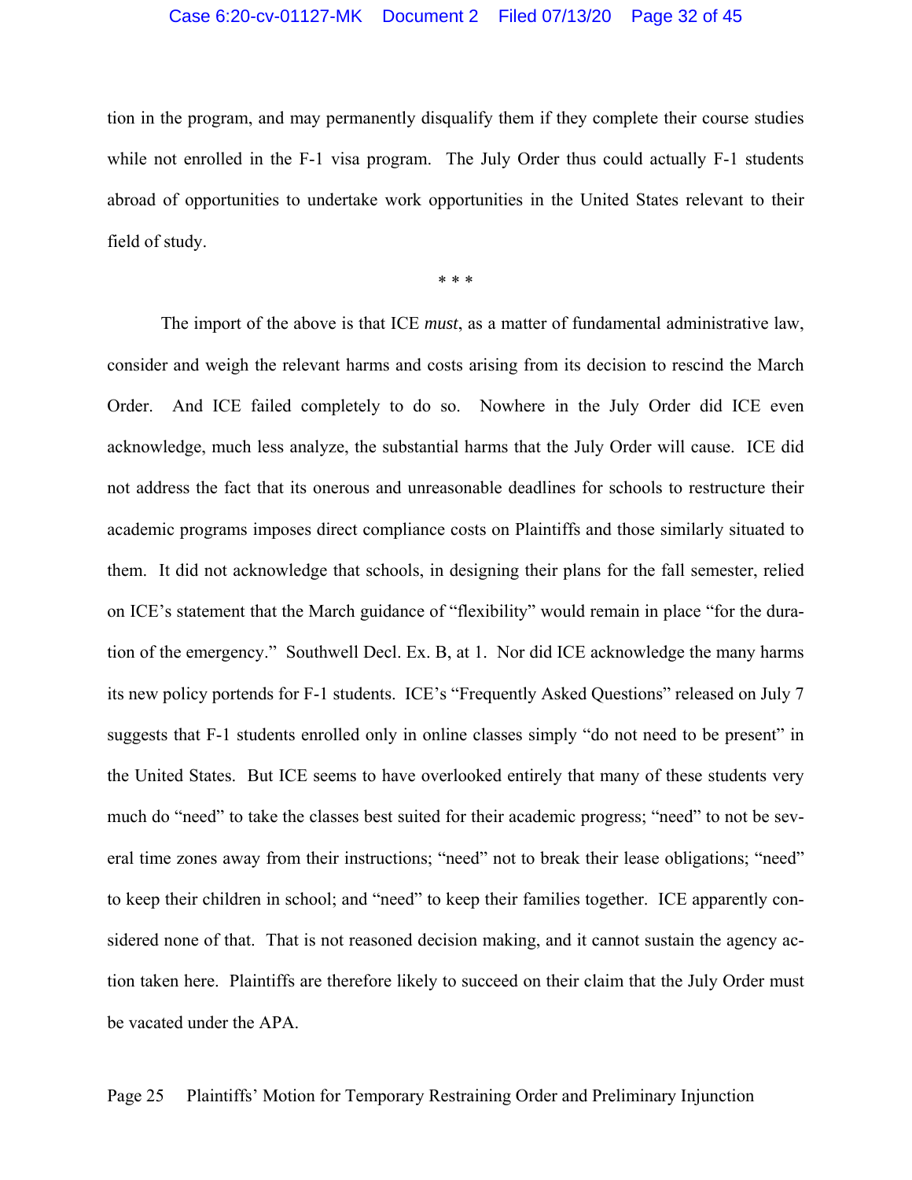tion in the program, and may permanently disqualify them if they complete their course studies while not enrolled in the F-1 visa program. The July Order thus could actually F-1 students abroad of opportunities to undertake work opportunities in the United States relevant to their field of study.

\* \* \*

The import of the above is that ICE *must*, as a matter of fundamental administrative law, consider and weigh the relevant harms and costs arising from its decision to rescind the March Order. And ICE failed completely to do so. Nowhere in the July Order did ICE even acknowledge, much less analyze, the substantial harms that the July Order will cause. ICE did not address the fact that its onerous and unreasonable deadlines for schools to restructure their academic programs imposes direct compliance costs on Plaintiffs and those similarly situated to them. It did not acknowledge that schools, in designing their plans for the fall semester, relied on ICE's statement that the March guidance of "flexibility" would remain in place "for the duration of the emergency." Southwell Decl. Ex. B, at 1. Nor did ICE acknowledge the many harms its new policy portends for F-1 students. ICE's "Frequently Asked Questions" released on July 7 suggests that F-1 students enrolled only in online classes simply "do not need to be present" in the United States. But ICE seems to have overlooked entirely that many of these students very much do "need" to take the classes best suited for their academic progress; "need" to not be several time zones away from their instructions; "need" not to break their lease obligations; "need" to keep their children in school; and "need" to keep their families together. ICE apparently considered none of that. That is not reasoned decision making, and it cannot sustain the agency action taken here. Plaintiffs are therefore likely to succeed on their claim that the July Order must be vacated under the APA.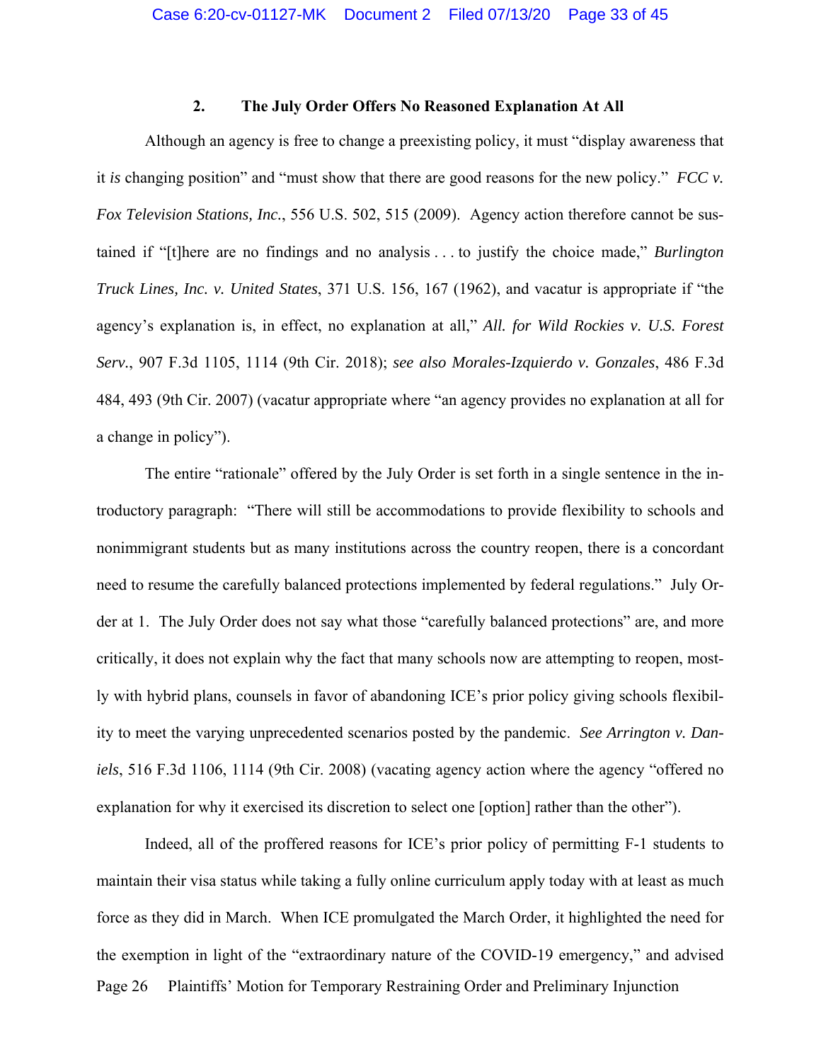### 2. The July Order Offers No Reasoned Explanation At All

Although an agency is free to change a preexisting policy, it must "display awareness that it *is* changing position" and "must show that there are good reasons for the new policy." *FCC v. Fox Television Stations, Inc.*, 556 U.S. 502, 515 (2009). Agency action therefore cannot be sustained if "[t]here are no findings and no analysis . . . to justify the choice made," *Burlington Truck Lines, Inc. v. United States*, 371 U.S. 156, 167 (1962), and vacatur is appropriate if "the agency's explanation is, in effect, no explanation at all," *All. for Wild Rockies v. U.S. Forest Serv.*, 907 F.3d 1105, 1114 (9th Cir. 2018); *see also Morales-Izquierdo v. Gonzales*, 486 F.3d 484, 493 (9th Cir. 2007) (vacatur appropriate where "an agency provides no explanation at all for a change in policy").

The entire "rationale" offered by the July Order is set forth in a single sentence in the introductory paragraph: "There will still be accommodations to provide flexibility to schools and nonimmigrant students but as many institutions across the country reopen, there is a concordant need to resume the carefully balanced protections implemented by federal regulations." July Order at 1. The July Order does not say what those "carefully balanced protections" are, and more critically, it does not explain why the fact that many schools now are attempting to reopen, mostly with hybrid plans, counsels in favor of abandoning ICE's prior policy giving schools flexibility to meet the varying unprecedented scenarios posted by the pandemic. *See Arrington v. Daniels*, 516 F.3d 1106, 1114 (9th Cir. 2008) (vacating agency action where the agency "offered no explanation for why it exercised its discretion to select one [option] rather than the other").

Indeed, all of the proffered reasons for ICE's prior policy of permitting F-1 students to maintain their visa status while taking a fully online curriculum apply today with at least as much force as they did in March. When ICE promulgated the March Order, it highlighted the need for the exemption in light of the "extraordinary nature of the COVID-19 emergency," and advised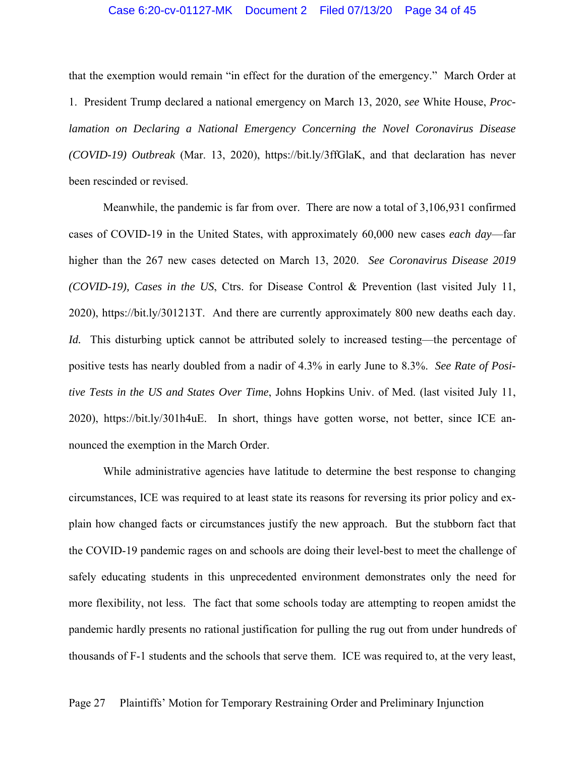that the exemption would remain "in effect for the duration of the emergency." March Order at 1. President Trump declared a national emergency on March 13, 2020, *see* White House, *Proclamation on Declaring a National Emergency Concerning the Novel Coronavirus Disease (COVID-19) Outbreak* (Mar. 13, 2020), https://bit.ly/3ffGlaK, and that declaration has never been rescinded or revised.

Meanwhile, the pandemic is far from over. There are now a total of 3,106,931 confirmed cases of COVID-19 in the United States, with approximately 60,000 new cases *each day*—far higher than the 267 new cases detected on March 13, 2020. *See Coronavirus Disease 2019 (COVID-19), Cases in the US*, Ctrs. for Disease Control & Prevention (last visited July 11, 2020), https://bit.ly/301213T. And there are currently approximately 800 new deaths each day. *Id.* This disturbing uptick cannot be attributed solely to increased testing—the percentage of positive tests has nearly doubled from a nadir of 4.3% in early June to 8.3%. *See Rate of Positive Tests in the US and States Over Time*, Johns Hopkins Univ. of Med. (last visited July 11, 2020), https://bit.ly/301h4uE. In short, things have gotten worse, not better, since ICE announced the exemption in the March Order.

While administrative agencies have latitude to determine the best response to changing circumstances, ICE was required to at least state its reasons for reversing its prior policy and explain how changed facts or circumstances justify the new approach. But the stubborn fact that the COVID-19 pandemic rages on and schools are doing their level-best to meet the challenge of safely educating students in this unprecedented environment demonstrates only the need for more flexibility, not less. The fact that some schools today are attempting to reopen amidst the pandemic hardly presents no rational justification for pulling the rug out from under hundreds of thousands of F-1 students and the schools that serve them. ICE was required to, at the very least,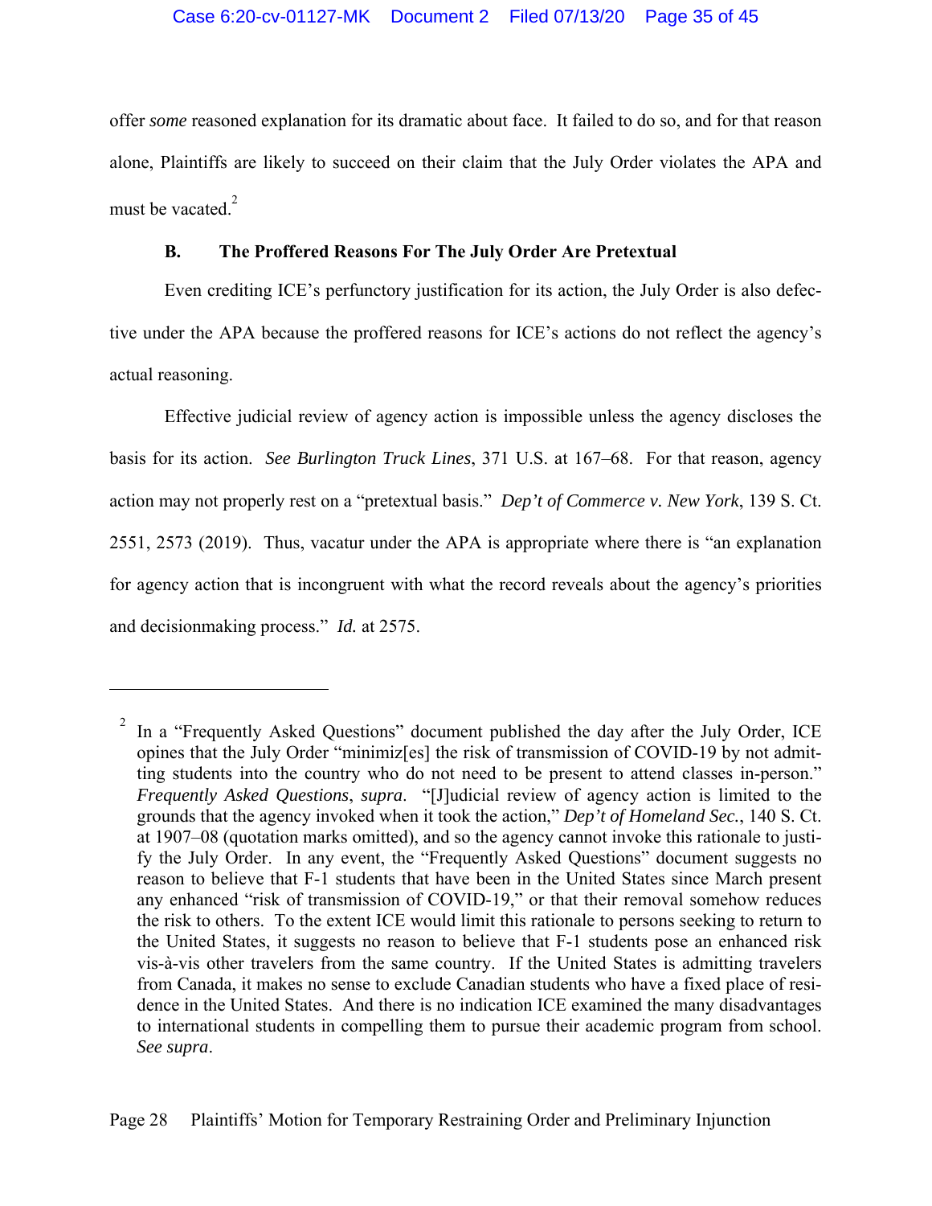offer *some* reasoned explanation for its dramatic about face. It failed to do so, and for that reason alone, Plaintiffs are likely to succeed on their claim that the July Order violates the APA and must be vacated.[2]

### B. The Proffered Reasons For The July Order Are Pretextual

Even crediting ICE's perfunctory justification for its action, the July Order is also defective under the APA because the proffered reasons for ICE's actions do not reflect the agency's actual reasoning.

Effective judicial review of agency action is impossible unless the agency discloses the basis for its action. *See Burlington Truck Lines*, 371 U.S. at 167–68. For that reason, agency action may not properly rest on a "pretextual basis." *Dep't of Commerce v. New York*, 139 S. Ct. 2551, 2573 (2019). Thus, vacatur under the APA is appropriate where there is "an explanation for agency action that is incongruent with what the record reveals about the agency's priorities and decisionmaking process." *Id.* at 2575.

---

[2] In a "Frequently Asked Questions" document published the day after the July Order, ICE opines that the July Order "minimiz[es] the risk of transmission of COVID-19 by not admitting students into the country who do not need to be present to attend classes in-person." *Frequently Asked Questions*, *supra*. "[J]udicial review of agency action is limited to the grounds that the agency invoked when it took the action," *Dep't of Homeland Sec.*, 140 S. Ct. at 1907–08 (quotation marks omitted), and so the agency cannot invoke this rationale to justify the July Order. In any event, the "Frequently Asked Questions" document suggests no reason to believe that F-1 students that have been in the United States since March present any enhanced "risk of transmission of COVID-19," or that their removal somehow reduces the risk to others. To the extent ICE would limit this rationale to persons seeking to return to the United States, it suggests no reason to believe that F-1 students pose an enhanced risk vis-à-vis other travelers from the same country. If the United States is admitting travelers from Canada, it makes no sense to exclude Canadian students who have a fixed place of residence in the United States. And there is no indication ICE examined the many disadvantages to international students in compelling them to pursue their academic program from school. *See supra*.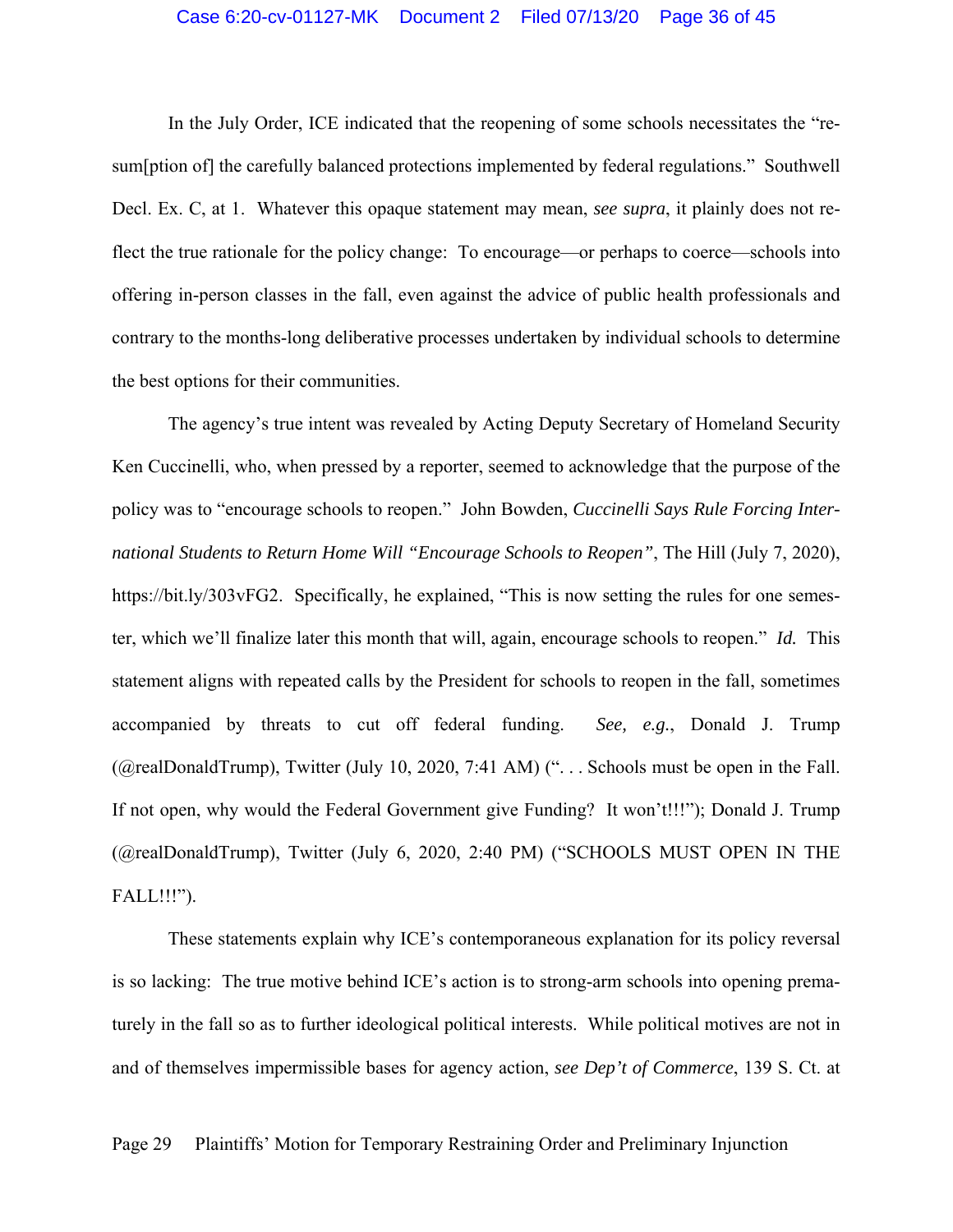In the July Order, ICE indicated that the reopening of some schools necessitates the "resum[ption of] the carefully balanced protections implemented by federal regulations." Southwell Decl. Ex. C, at 1. Whatever this opaque statement may mean, *see supra*, it plainly does not reflect the true rationale for the policy change: To encourage—or perhaps to coerce—schools into offering in-person classes in the fall, even against the advice of public health professionals and contrary to the months-long deliberative processes undertaken by individual schools to determine the best options for their communities.

The agency's true intent was revealed by Acting Deputy Secretary of Homeland Security Ken Cuccinelli, who, when pressed by a reporter, seemed to acknowledge that the purpose of the policy was to "encourage schools to reopen." John Bowden, *Cuccinelli Says Rule Forcing International Students to Return Home Will "Encourage Schools to Reopen"*, The Hill (July 7, 2020), https://bit.ly/303vFG2. Specifically, he explained, "This is now setting the rules for one semester, which we'll finalize later this month that will, again, encourage schools to reopen." *Id.* This statement aligns with repeated calls by the President for schools to reopen in the fall, sometimes accompanied by threats to cut off federal funding. *See, e.g.*, Donald J. Trump (@realDonaldTrump), Twitter (July 10, 2020, 7:41 AM) (". . . Schools must be open in the Fall. If not open, why would the Federal Government give Funding? It won't!!!"); Donald J. Trump (@realDonaldTrump), Twitter (July 6, 2020, 2:40 PM) ("SCHOOLS MUST OPEN IN THE FALL!!!").

These statements explain why ICE's contemporaneous explanation for its policy reversal is so lacking: The true motive behind ICE's action is to strong-arm schools into opening prematurely in the fall so as to further ideological political interests. While political motives are not in and of themselves impermissible bases for agency action, *see Dep't of Commerce*, 139 S. Ct. at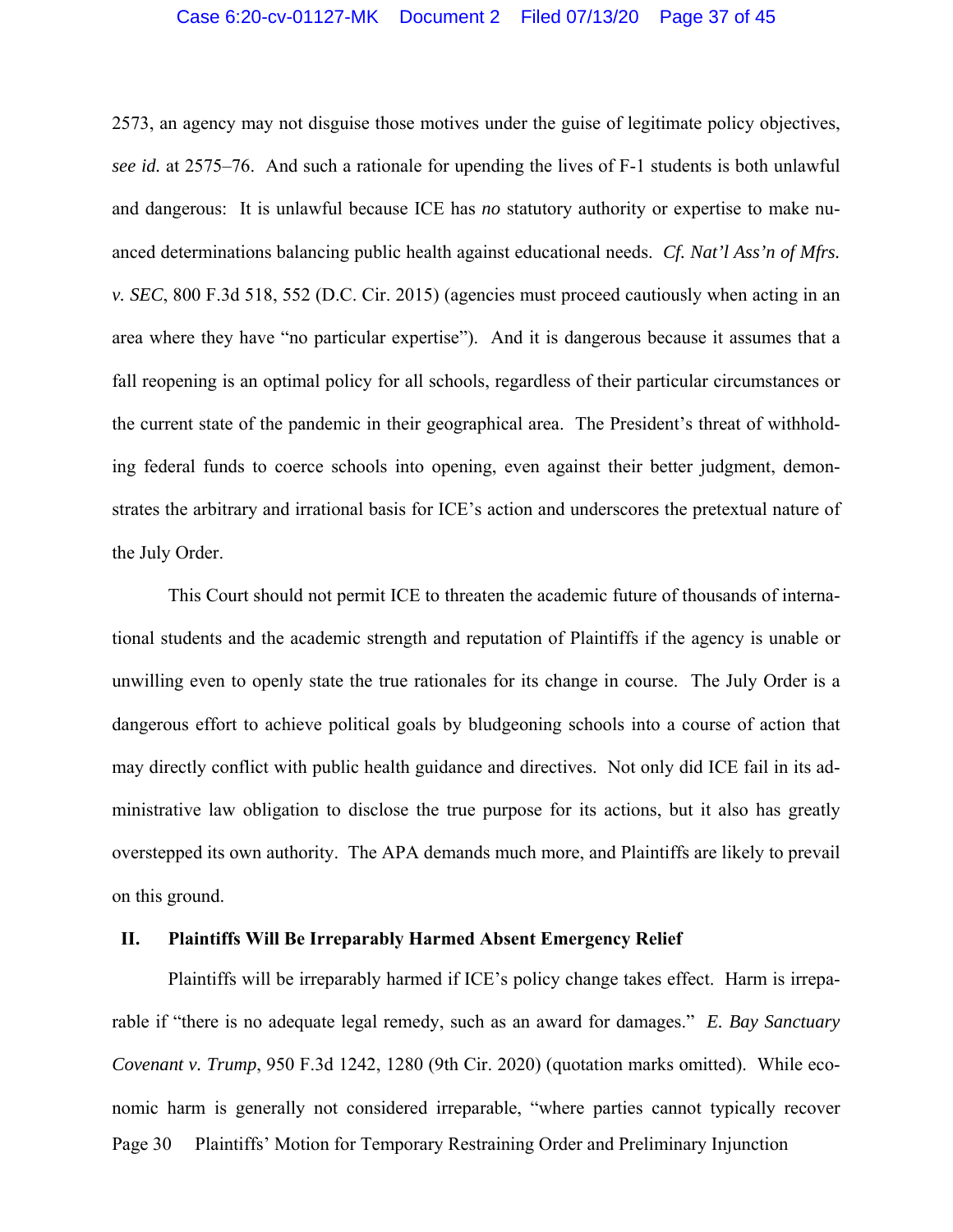2573, an agency may not disguise those motives under the guise of legitimate policy objectives, *see id.* at 2575–76. And such a rationale for upending the lives of F-1 students is both unlawful and dangerous: It is unlawful because ICE has *no* statutory authority or expertise to make nuanced determinations balancing public health against educational needs. *Cf. Nat'l Ass'n of Mfrs. v. SEC*, 800 F.3d 518, 552 (D.C. Cir. 2015) (agencies must proceed cautiously when acting in an area where they have "no particular expertise"). And it is dangerous because it assumes that a fall reopening is an optimal policy for all schools, regardless of their particular circumstances or the current state of the pandemic in their geographical area. The President's threat of withholding federal funds to coerce schools into opening, even against their better judgment, demonstrates the arbitrary and irrational basis for ICE's action and underscores the pretextual nature of the July Order.

This Court should not permit ICE to threaten the academic future of thousands of international students and the academic strength and reputation of Plaintiffs if the agency is unable or unwilling even to openly state the true rationales for its change in course. The July Order is a dangerous effort to achieve political goals by bludgeoning schools into a course of action that may directly conflict with public health guidance and directives. Not only did ICE fail in its administrative law obligation to disclose the true purpose for its actions, but it also has greatly overstepped its own authority. The APA demands much more, and Plaintiffs are likely to prevail on this ground.

## II. Plaintiffs Will Be Irreparably Harmed Absent Emergency Relief

Plaintiffs will be irreparably harmed if ICE's policy change takes effect. Harm is irreparable if "there is no adequate legal remedy, such as an award for damages." *E. Bay Sanctuary Covenant v. Trump*, 950 F.3d 1242, 1280 (9th Cir. 2020) (quotation marks omitted). While economic harm is generally not considered irreparable, "where parties cannot typically recover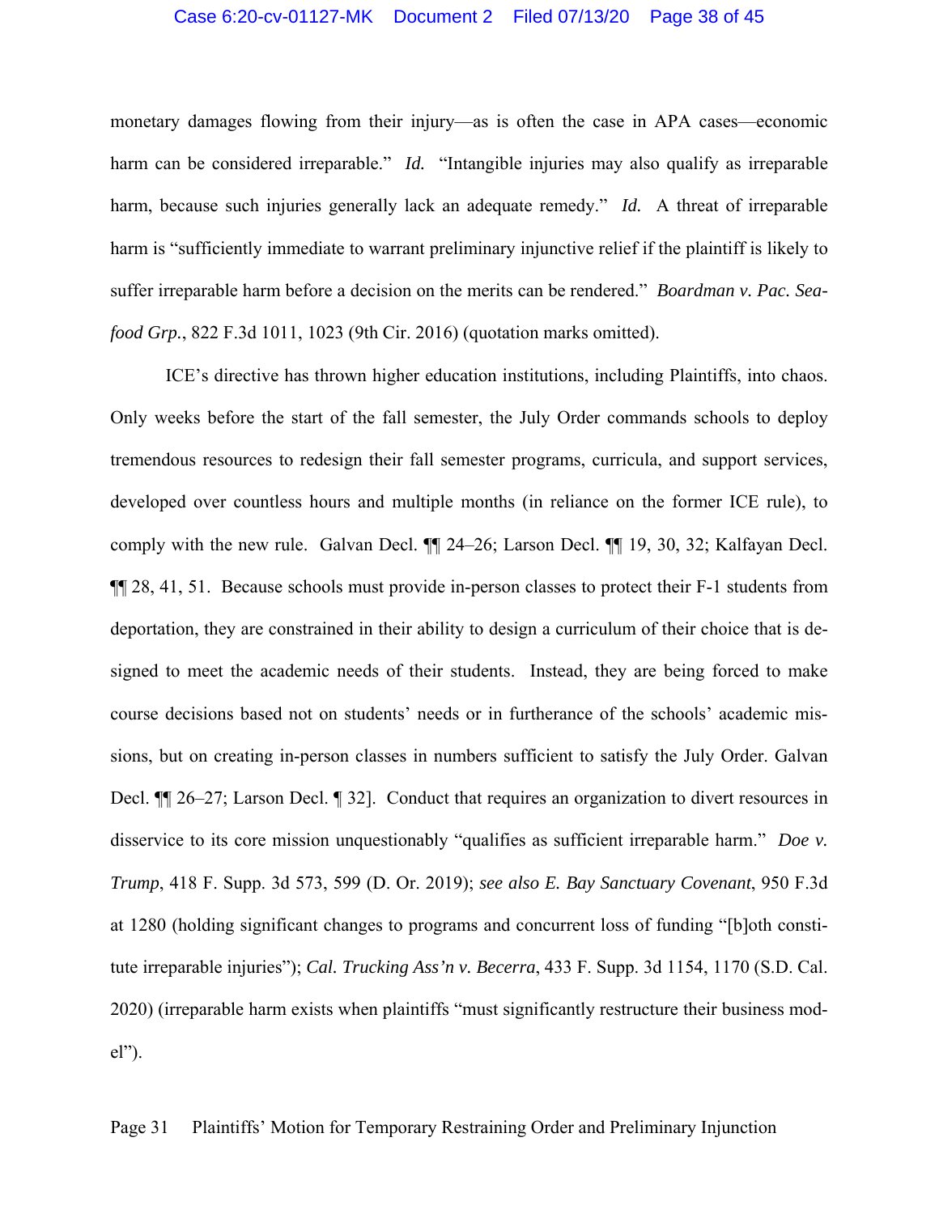monetary damages flowing from their injury—as is often the case in APA cases—economic harm can be considered irreparable." *Id.* "Intangible injuries may also qualify as irreparable harm, because such injuries generally lack an adequate remedy." *Id.* A threat of irreparable harm is "sufficiently immediate to warrant preliminary injunctive relief if the plaintiff is likely to suffer irreparable harm before a decision on the merits can be rendered." *Boardman v. Pac. Seafood Grp.*, 822 F.3d 1011, 1023 (9th Cir. 2016) (quotation marks omitted).

ICE's directive has thrown higher education institutions, including Plaintiffs, into chaos. Only weeks before the start of the fall semester, the July Order commands schools to deploy tremendous resources to redesign their fall semester programs, curricula, and support services, developed over countless hours and multiple months (in reliance on the former ICE rule), to comply with the new rule. Galvan Decl. ¶¶ 24–26; Larson Decl. ¶¶ 19, 30, 32; Kalfayan Decl. ¶¶ 28, 41, 51. Because schools must provide in-person classes to protect their F-1 students from deportation, they are constrained in their ability to design a curriculum of their choice that is designed to meet the academic needs of their students. Instead, they are being forced to make course decisions based not on students' needs or in furtherance of the schools' academic missions, but on creating in-person classes in numbers sufficient to satisfy the July Order. Galvan Decl. ¶¶ 26–27; Larson Decl. ¶ 32]. Conduct that requires an organization to divert resources in disservice to its core mission unquestionably "qualifies as sufficient irreparable harm." *Doe v. Trump*, 418 F. Supp. 3d 573, 599 (D. Or. 2019); *see also E. Bay Sanctuary Covenant*, 950 F.3d at 1280 (holding significant changes to programs and concurrent loss of funding "[b]oth constitute irreparable injuries"); *Cal. Trucking Ass'n v. Becerra*, 433 F. Supp. 3d 1154, 1170 (S.D. Cal. 2020) (irreparable harm exists when plaintiffs "must significantly restructure their business model").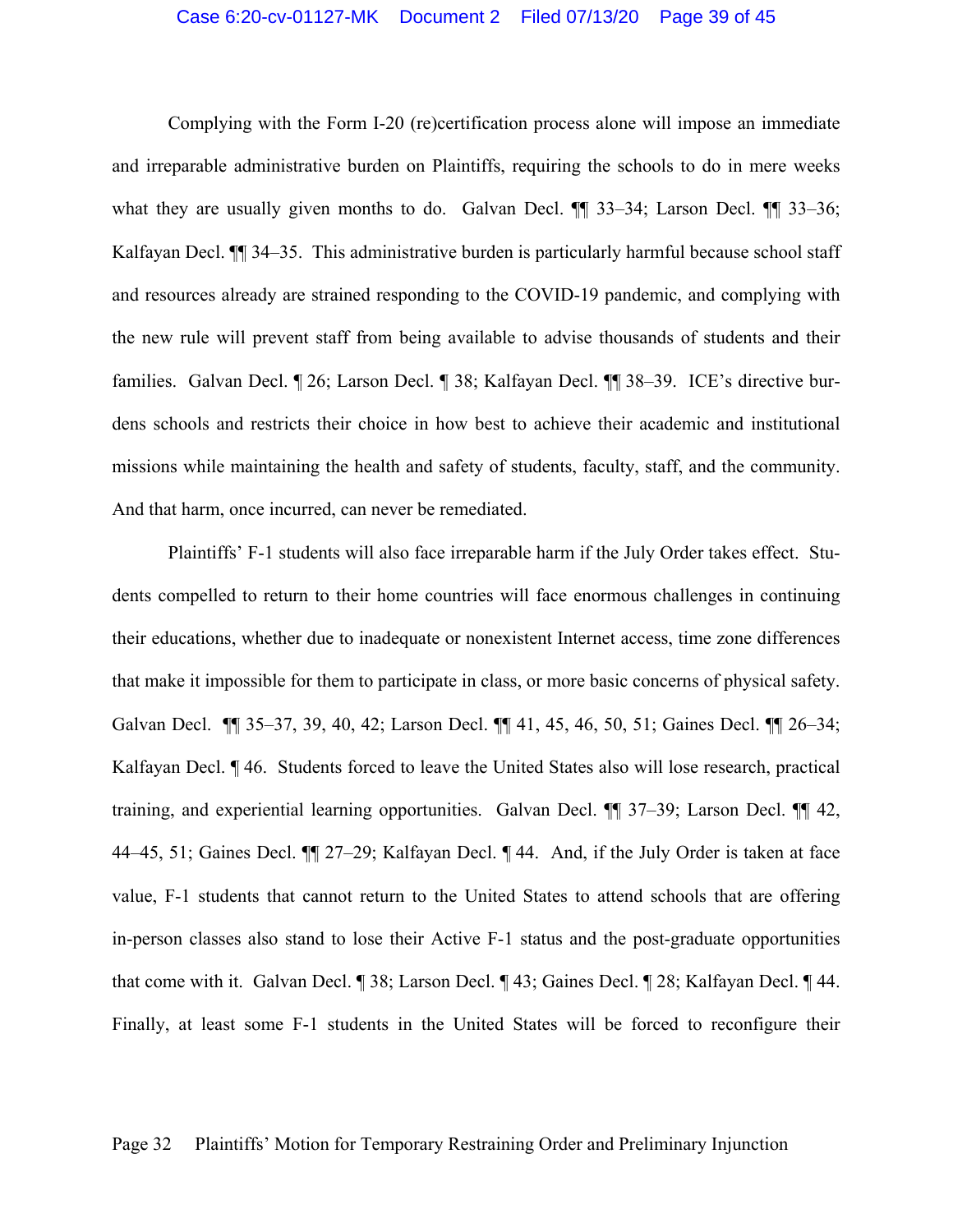Complying with the Form I-20 (re)certification process alone will impose an immediate and irreparable administrative burden on Plaintiffs, requiring the schools to do in mere weeks what they are usually given months to do. Galvan Decl. ¶¶ 33–34; Larson Decl. ¶¶ 33–36; Kalfayan Decl. ¶¶ 34–35. This administrative burden is particularly harmful because school staff and resources already are strained responding to the COVID-19 pandemic, and complying with the new rule will prevent staff from being available to advise thousands of students and their families. Galvan Decl. ¶ 26; Larson Decl. ¶ 38; Kalfayan Decl. ¶¶ 38–39. ICE's directive burdens schools and restricts their choice in how best to achieve their academic and institutional missions while maintaining the health and safety of students, faculty, staff, and the community. And that harm, once incurred, can never be remediated.

Plaintiffs' F-1 students will also face irreparable harm if the July Order takes effect. Students compelled to return to their home countries will face enormous challenges in continuing their educations, whether due to inadequate or nonexistent Internet access, time zone differences that make it impossible for them to participate in class, or more basic concerns of physical safety. Galvan Decl. ¶¶ 35–37, 39, 40, 42; Larson Decl. ¶¶ 41, 45, 46, 50, 51; Gaines Decl. ¶¶ 26–34; Kalfayan Decl. ¶ 46. Students forced to leave the United States also will lose research, practical training, and experiential learning opportunities. Galvan Decl. ¶¶ 37–39; Larson Decl. ¶¶ 42, 44–45, 51; Gaines Decl. ¶¶ 27–29; Kalfayan Decl. ¶ 44. And, if the July Order is taken at face value, F-1 students that cannot return to the United States to attend schools that are offering in-person classes also stand to lose their Active F-1 status and the post-graduate opportunities that come with it. Galvan Decl. ¶ 38; Larson Decl. ¶ 43; Gaines Decl. ¶ 28; Kalfayan Decl. ¶ 44. Finally, at least some F-1 students in the United States will be forced to reconfigure their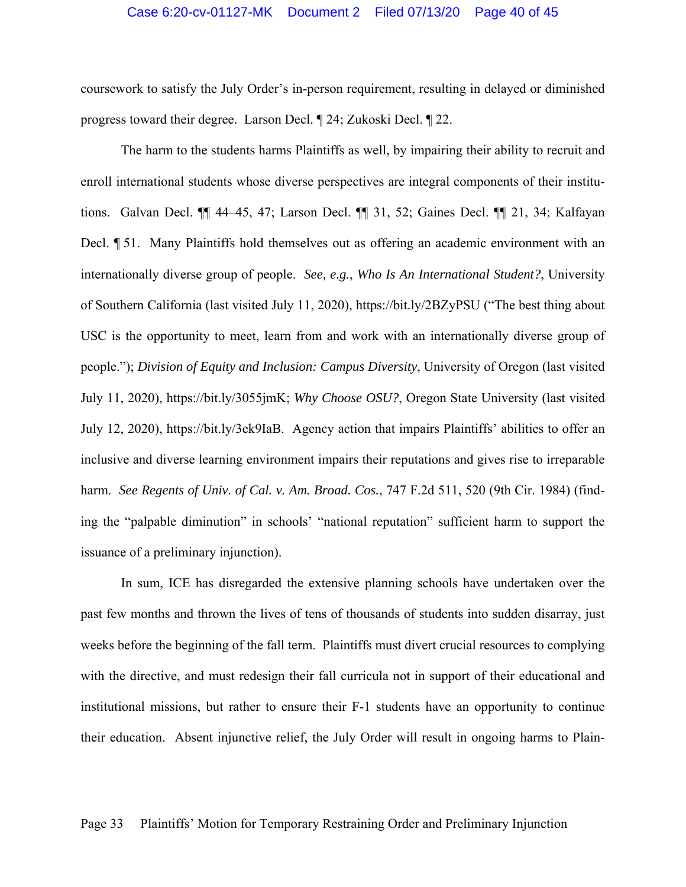coursework to satisfy the July Order's in-person requirement, resulting in delayed or diminished progress toward their degree. Larson Decl. ¶ 24; Zukoski Decl. ¶ 22.

The harm to the students harms Plaintiffs as well, by impairing their ability to recruit and enroll international students whose diverse perspectives are integral components of their institutions. Galvan Decl. ¶¶ 44–45, 47; Larson Decl. ¶¶ 31, 52; Gaines Decl. ¶¶ 21, 34; Kalfayan Decl. ¶ 51. Many Plaintiffs hold themselves out as offering an academic environment with an internationally diverse group of people. *See, e.g.*, *Who Is An International Student?*, University of Southern California (last visited July 11, 2020), https://bit.ly/2BZyPSU ("The best thing about USC is the opportunity to meet, learn from and work with an internationally diverse group of people."); *Division of Equity and Inclusion: Campus Diversity*, University of Oregon (last visited July 11, 2020), https://bit.ly/3055jmK; *Why Choose OSU?*, Oregon State University (last visited July 12, 2020), https://bit.ly/3ek9IaB. Agency action that impairs Plaintiffs' abilities to offer an inclusive and diverse learning environment impairs their reputations and gives rise to irreparable harm. *See Regents of Univ. of Cal. v. Am. Broad. Cos.*, 747 F.2d 511, 520 (9th Cir. 1984) (finding the "palpable diminution" in schools' "national reputation" sufficient harm to support the issuance of a preliminary injunction).

In sum, ICE has disregarded the extensive planning schools have undertaken over the past few months and thrown the lives of tens of thousands of students into sudden disarray, just weeks before the beginning of the fall term. Plaintiffs must divert crucial resources to complying with the directive, and must redesign their fall curricula not in support of their educational and institutional missions, but rather to ensure their F-1 students have an opportunity to continue their education. Absent injunctive relief, the July Order will result in ongoing harms to Plain-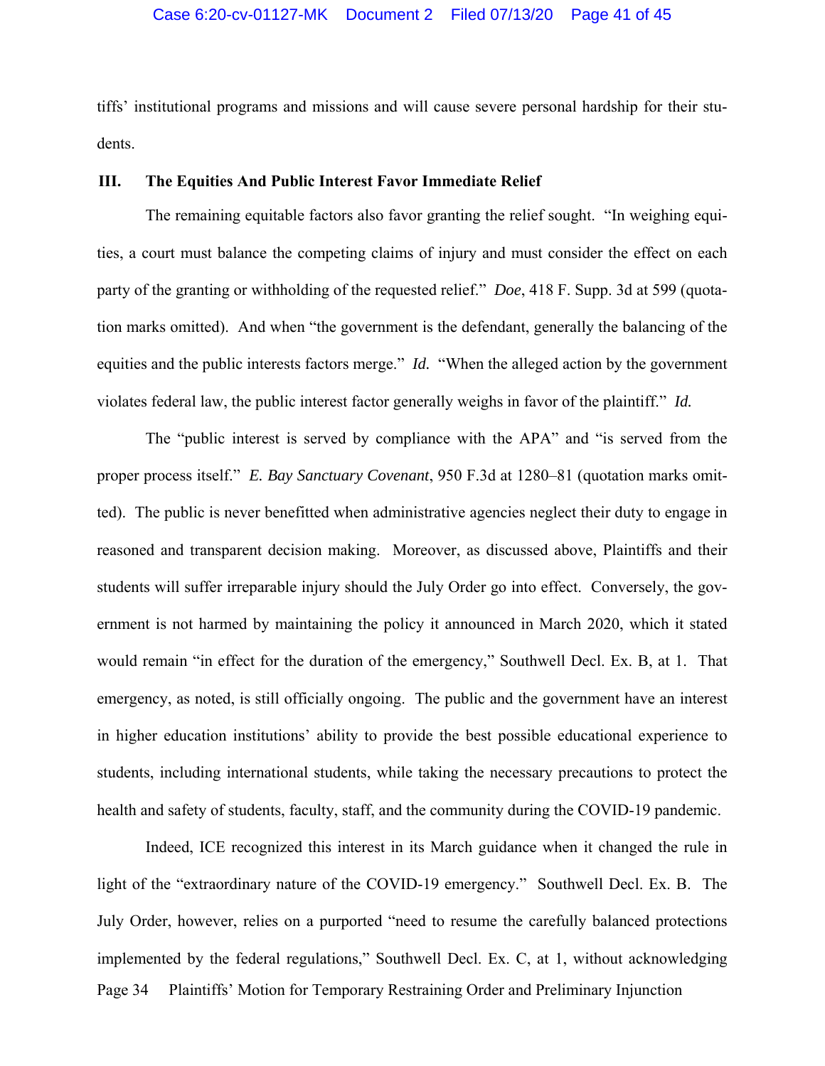tiffs' institutional programs and missions and will cause severe personal hardship for their students.

### III. The Equities And Public Interest Favor Immediate Relief

The remaining equitable factors also favor granting the relief sought. "In weighing equities, a court must balance the competing claims of injury and must consider the effect on each party of the granting or withholding of the requested relief." *Doe*, 418 F. Supp. 3d at 599 (quotation marks omitted). And when "the government is the defendant, generally the balancing of the equities and the public interests factors merge." *Id.* "When the alleged action by the government violates federal law, the public interest factor generally weighs in favor of the plaintiff." *Id.*

The "public interest is served by compliance with the APA" and "is served from the proper process itself." *E. Bay Sanctuary Covenant*, 950 F.3d at 1280–81 (quotation marks omitted). The public is never benefitted when administrative agencies neglect their duty to engage in reasoned and transparent decision making. Moreover, as discussed above, Plaintiffs and their students will suffer irreparable injury should the July Order go into effect. Conversely, the government is not harmed by maintaining the policy it announced in March 2020, which it stated would remain "in effect for the duration of the emergency," Southwell Decl. Ex. B, at 1. That emergency, as noted, is still officially ongoing. The public and the government have an interest in higher education institutions' ability to provide the best possible educational experience to students, including international students, while taking the necessary precautions to protect the health and safety of students, faculty, staff, and the community during the COVID-19 pandemic.

Indeed, ICE recognized this interest in its March guidance when it changed the rule in light of the "extraordinary nature of the COVID-19 emergency." Southwell Decl. Ex. B. The July Order, however, relies on a purported "need to resume the carefully balanced protections implemented by the federal regulations," Southwell Decl. Ex. C, at 1, without acknowledging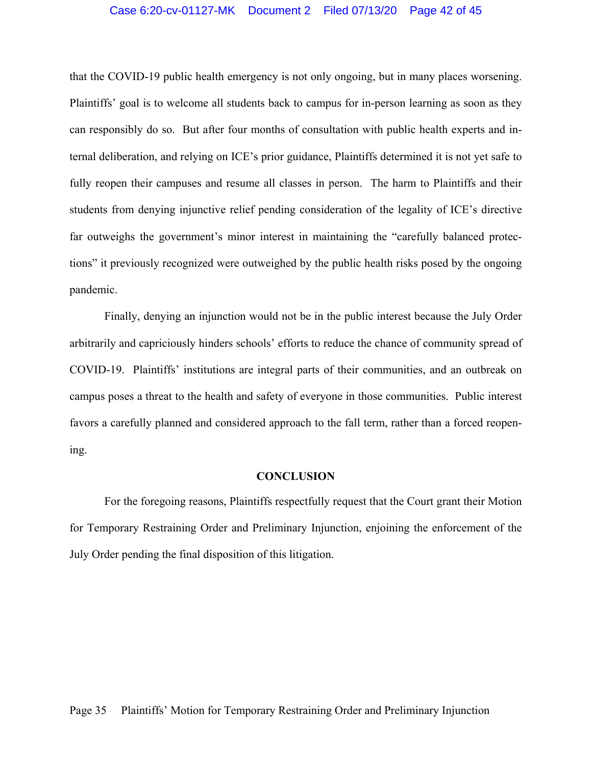that the COVID-19 public health emergency is not only ongoing, but in many places worsening. Plaintiffs' goal is to welcome all students back to campus for in-person learning as soon as they can responsibly do so. But after four months of consultation with public health experts and internal deliberation, and relying on ICE's prior guidance, Plaintiffs determined it is not yet safe to fully reopen their campuses and resume all classes in person. The harm to Plaintiffs and their students from denying injunctive relief pending consideration of the legality of ICE's directive far outweighs the government's minor interest in maintaining the "carefully balanced protections" it previously recognized were outweighed by the public health risks posed by the ongoing pandemic.

Finally, denying an injunction would not be in the public interest because the July Order arbitrarily and capriciously hinders schools' efforts to reduce the chance of community spread of COVID-19. Plaintiffs' institutions are integral parts of their communities, and an outbreak on campus poses a threat to the health and safety of everyone in those communities. Public interest favors a carefully planned and considered approach to the fall term, rather than a forced reopening.

## CONCLUSION

For the foregoing reasons, Plaintiffs respectfully request that the Court grant their Motion for Temporary Restraining Order and Preliminary Injunction, enjoining the enforcement of the July Order pending the final disposition of this litigation.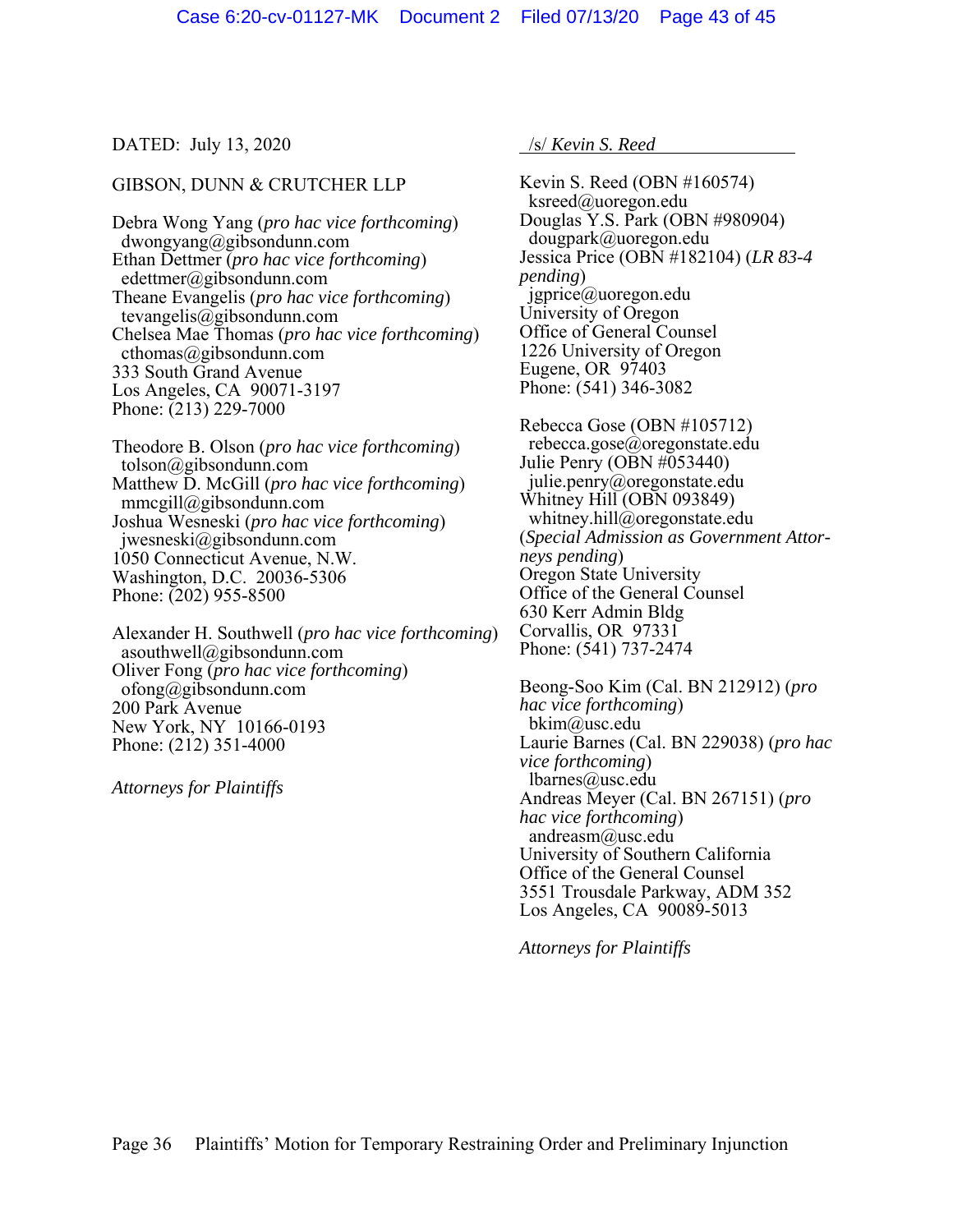DATED: July 13, 2020

GIBSON, DUNN & CRUTCHER LLP

Debra Wong Yang (*pro hac vice forthcoming*)
dwongyang@gibsondunn.com
Ethan Dettmer (*pro hac vice forthcoming*)
edettmer@gibsondunn.com
Theane Evangelis (*pro hac vice forthcoming*)
tevangelis@gibsondunn.com
Chelsea Mae Thomas (*pro hac vice forthcoming*)
cthomas@gibsondunn.com
333 South Grand Avenue
Los Angeles, CA 90071-3197
Phone: (213) 229-7000

Theodore B. Olson (*pro hac vice forthcoming*)
tolson@gibsondunn.com
Matthew D. McGill (*pro hac vice forthcoming*)
mmcgill@gibsondunn.com
Joshua Wesneski (*pro hac vice forthcoming*)
jwesneski@gibsondunn.com
1050 Connecticut Avenue, N.W.
Washington, D.C. 20036-5306
Phone: (202) 955-8500

Alexander H. Southwell (*pro hac vice forthcoming*)
asouthwell@gibsondunn.com
Oliver Fong (*pro hac vice forthcoming*)
ofong@gibsondunn.com
200 Park Avenue
New York, NY 10166-0193
Phone: (212) 351-4000

*Attorneys for Plaintiffs*

/s/ *Kevin S. Reed*

Kevin S. Reed (OBN #160574)
ksreed@uoregon.edu
Douglas Y.S. Park (OBN #980904)
dougpark@uoregon.edu
Jessica Price (OBN #182104) (*LR 83-4 pending*)
jgprice@uoregon.edu
University of Oregon
Office of General Counsel
1226 University of Oregon
Eugene, OR 97403
Phone: (541) 346-3082

Rebecca Gose (OBN #105712)
rebecca.gose@oregonstate.edu
Julie Penry (OBN #053440)
julie.penry@oregonstate.edu
Whitney Hill (OBN 093849)
whitney.hill@oregonstate.edu
(*Special Admission as Government Attorneys pending*)
Oregon State University
Office of the General Counsel
630 Kerr Admin Bldg
Corvallis, OR 97331
Phone: (541) 737-2474

Beong-Soo Kim (Cal. BN 212912) (*pro hac vice forthcoming*)
bkim@usc.edu
Laurie Barnes (Cal. BN 229038) (*pro hac vice forthcoming*)
lbarnes@usc.edu
Andreas Meyer (Cal. BN 267151) (*pro hac vice forthcoming*)
andreasm@usc.edu
University of Southern California
Office of the General Counsel
3551 Trousdale Parkway, ADM 352
Los Angeles, CA 90089-5013

*Attorneys for Plaintiffs*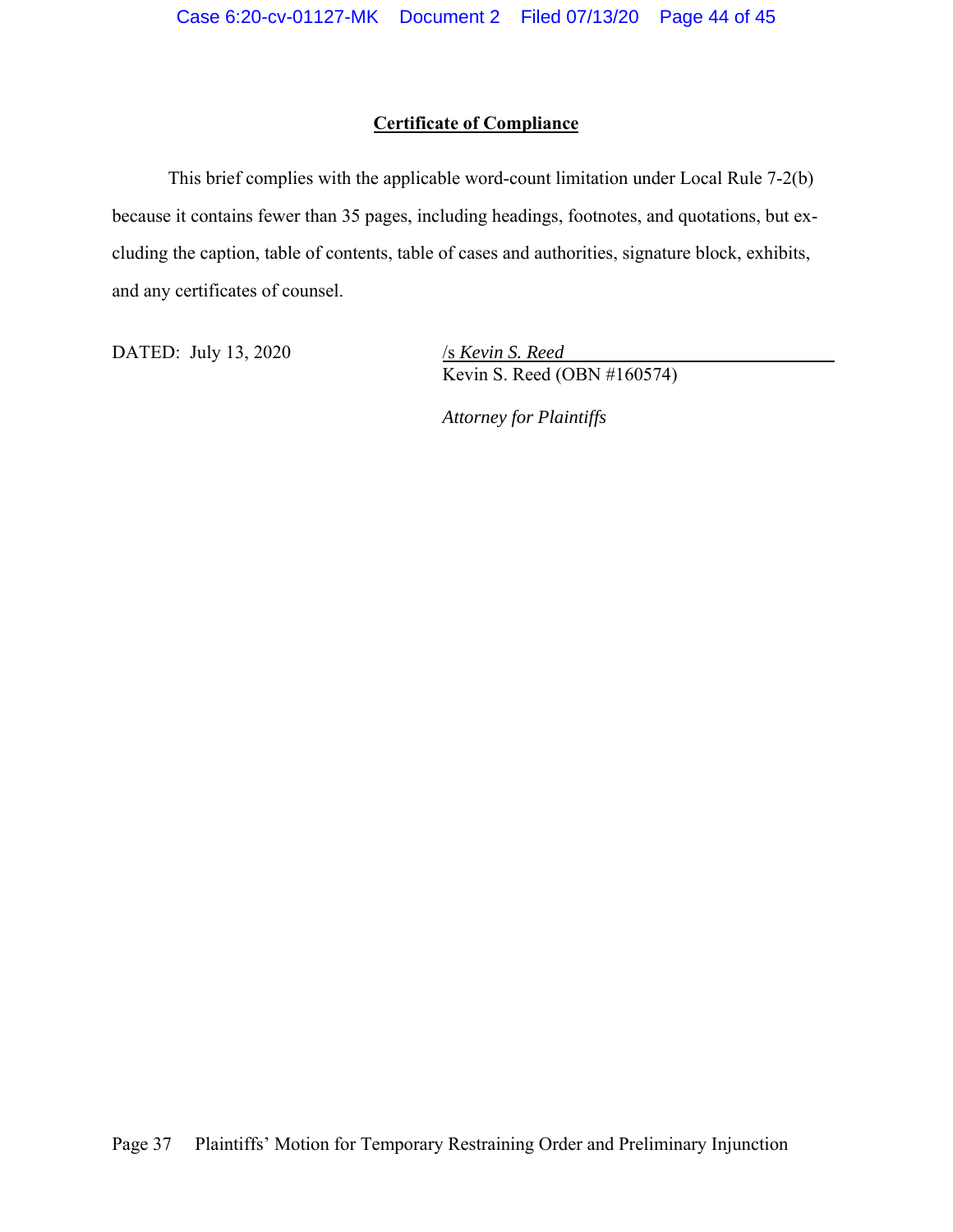## Certificate of Compliance

This brief complies with the applicable word-count limitation under Local Rule 7-2(b) because it contains fewer than 35 pages, including headings, footnotes, and quotations, but excluding the caption, table of contents, table of cases and authorities, signature block, exhibits, and any certificates of counsel.

DATED: July 13, 2020

/s *Kevin S. Reed*
Kevin S. Reed (OBN #160574)

*Attorney for Plaintiffs*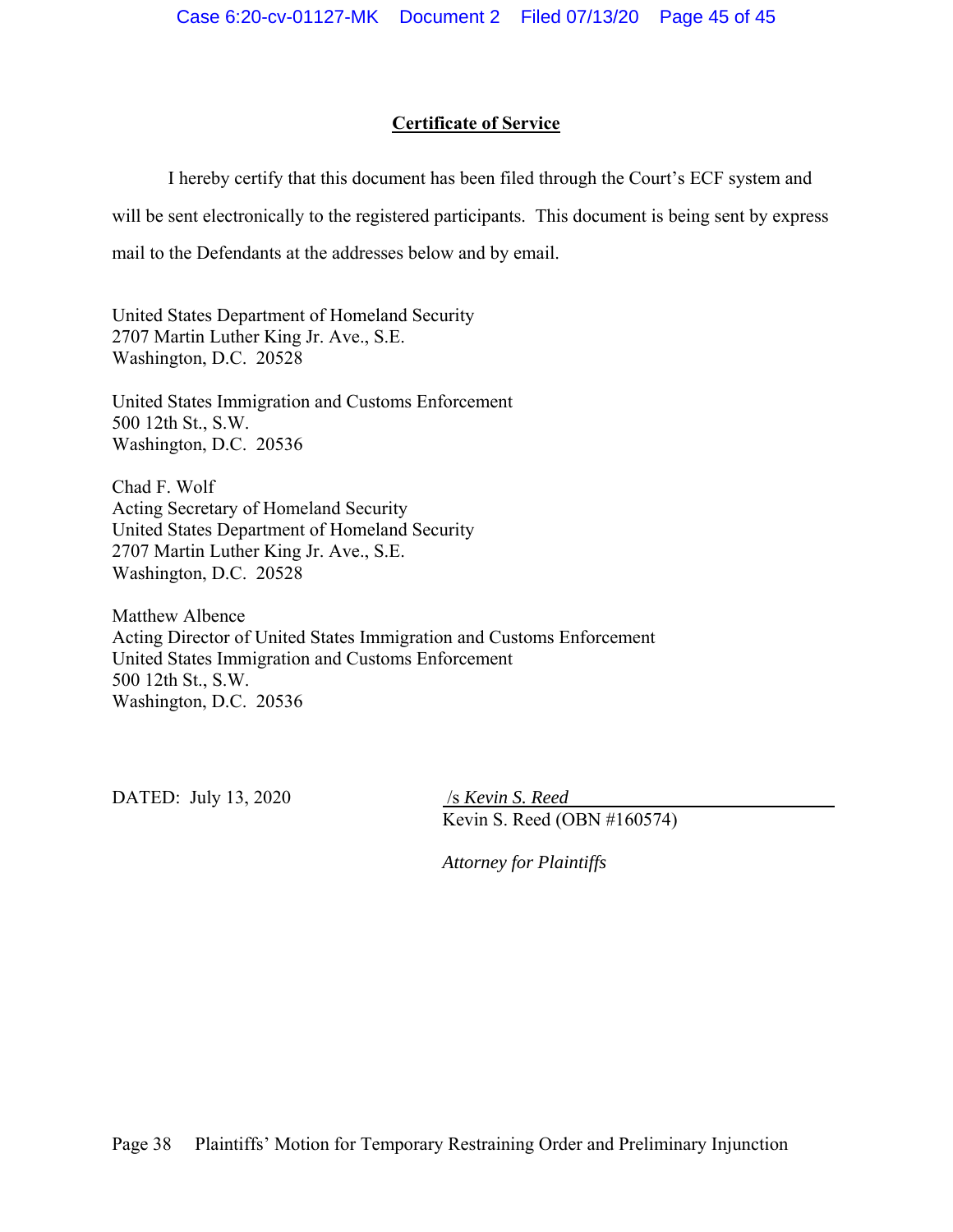**Certificate of Service**

I hereby certify that this document has been filed through the Court's ECF system and will be sent electronically to the registered participants. This document is being sent by express mail to the Defendants at the addresses below and by email.

United States Department of Homeland Security
2707 Martin Luther King Jr. Ave., S.E.
Washington, D.C. 20528

United States Immigration and Customs Enforcement
500 12th St., S.W.
Washington, D.C. 20536

Chad F. Wolf
Acting Secretary of Homeland Security
United States Department of Homeland Security
2707 Martin Luther King Jr. Ave., S.E.
Washington, D.C. 20528

Matthew Albence
Acting Director of United States Immigration and Customs Enforcement
United States Immigration and Customs Enforcement
500 12th St., S.W.
Washington, D.C. 20536

DATED: July 13, 2020

/s *Kevin S. Reed*
Kevin S. Reed (OBN #160574)

*Attorney for Plaintiffs*